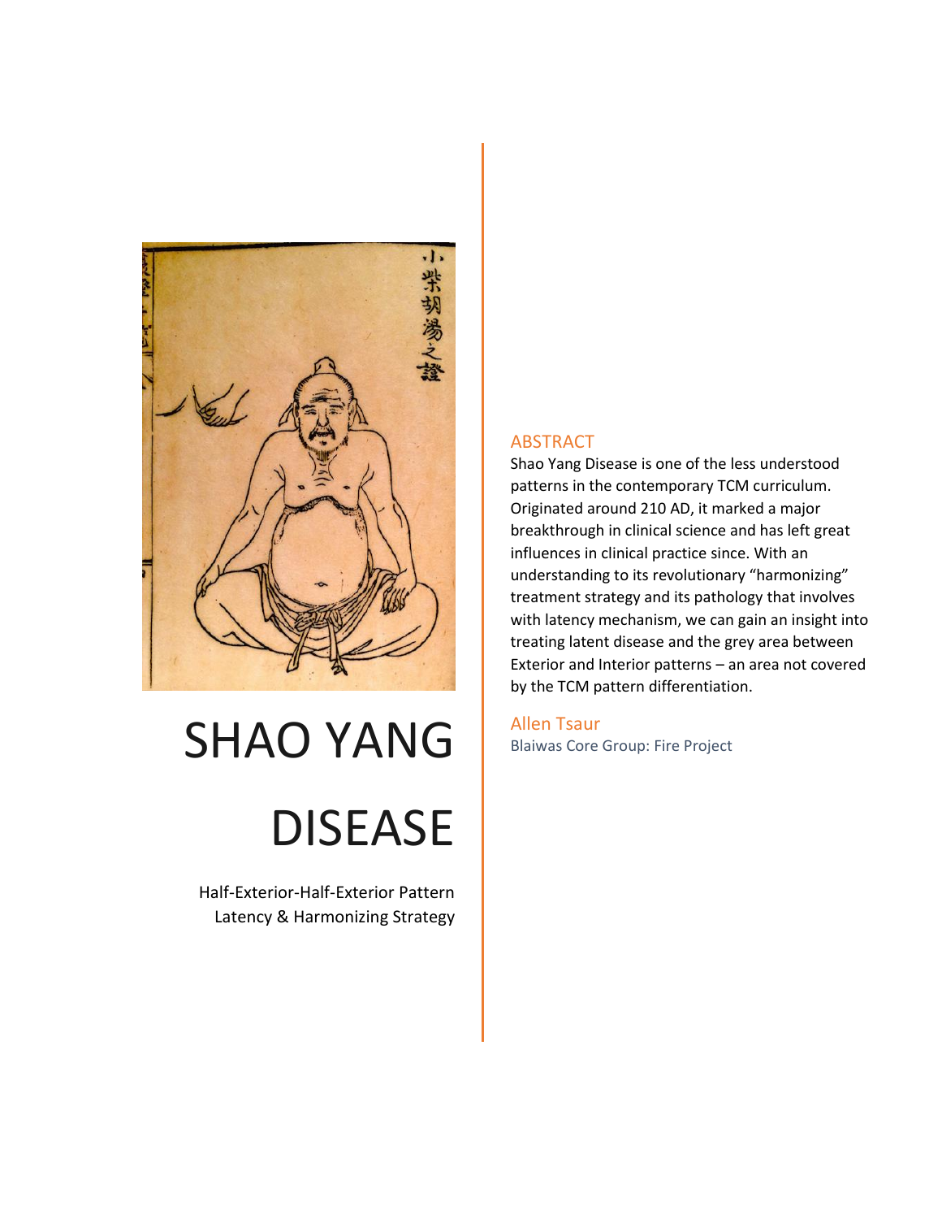# SHAO YANG DISEASE

Half-Exterior-Half-Exterior Pattern
Latency & Harmonizing Strategy

## ABSTRACT

Shao Yang Disease is one of the less understood patterns in the contemporary TCM curriculum. Originated around 210 AD, it marked a major breakthrough in clinical science and has left great influences in clinical practice since. With an understanding to its revolutionary "harmonizing" treatment strategy and its pathology that involves with latency mechanism, we can gain an insight into treating latent disease and the grey area between Exterior and Interior patterns – an area not covered by the TCM pattern differentiation.

Allen Tsaur

Blaiwas Core Group: Fire Project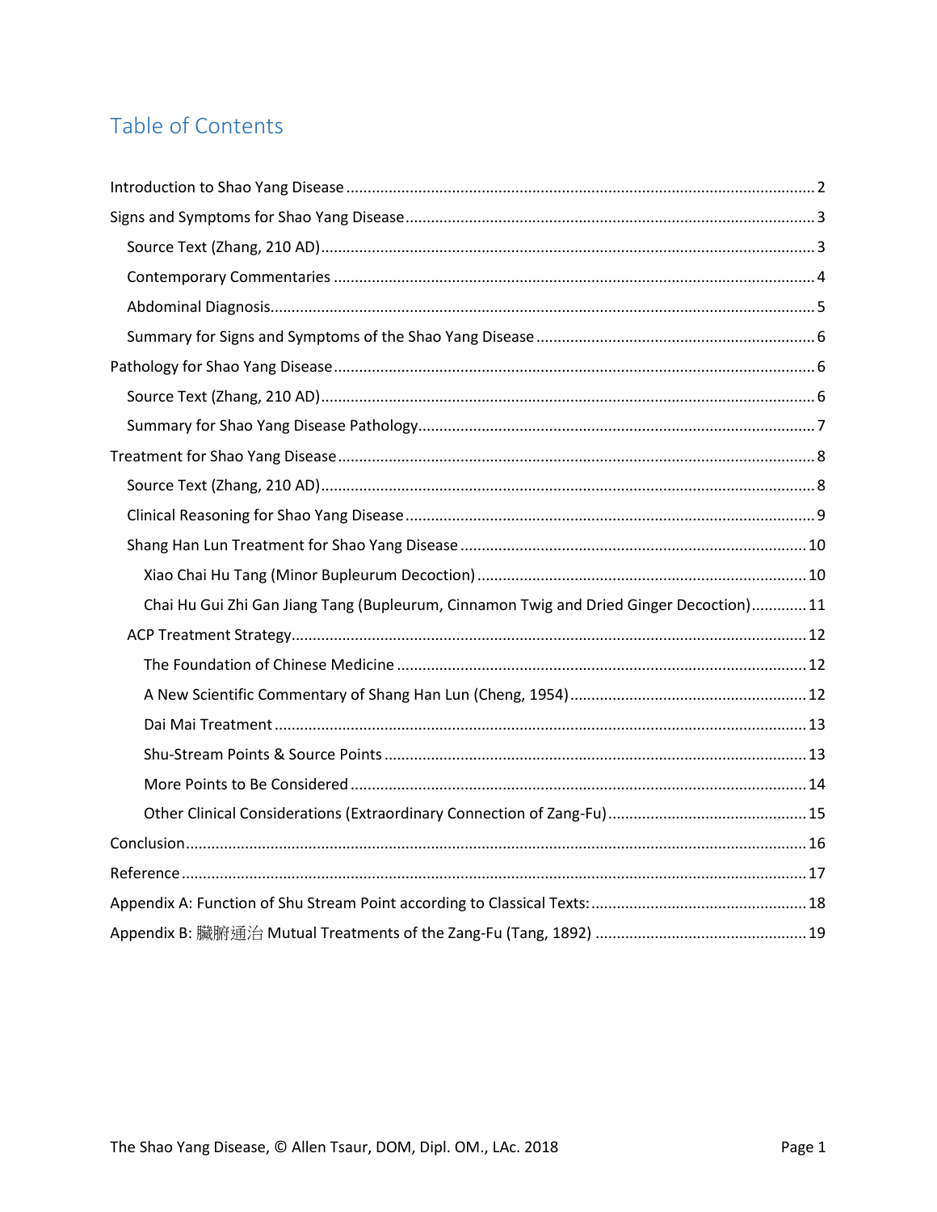# Table of Contents

- Introduction to Shao Yang Disease ........ 2
- Signs and Symptoms for Shao Yang Disease ........ 3
  - Source Text (Zhang, 210 AD) ........ 3
  - Contemporary Commentaries ........ 4
  - Abdominal Diagnosis ........ 5
  - Summary for Signs and Symptoms of the Shao Yang Disease ........ 6
- Pathology for Shao Yang Disease ........ 6
  - Source Text (Zhang, 210 AD) ........ 6
  - Summary for Shao Yang Disease Pathology ........ 7
- Treatment for Shao Yang Disease ........ 8
  - Source Text (Zhang, 210 AD) ........ 8
  - Clinical Reasoning for Shao Yang Disease ........ 9
  - Shang Han Lun Treatment for Shao Yang Disease ........ 10
    - Xiao Chai Hu Tang (Minor Bupleurum Decoction) ........ 10
    - Chai Hu Gui Zhi Gan Jiang Tang (Bupleurum, Cinnamon Twig and Dried Ginger Decoction) ........ 11
  - ACP Treatment Strategy ........ 12
    - The Foundation of Chinese Medicine ........ 12
    - A New Scientific Commentary of Shang Han Lun (Cheng, 1954) ........ 12
    - Dai Mai Treatment ........ 13
    - Shu-Stream Points & Source Points ........ 13
    - More Points to Be Considered ........ 14
    - Other Clinical Considerations (Extraordinary Connection of Zang-Fu) ........ 15
- Conclusion ........ 16
- Reference ........ 17
- Appendix A: Function of Shu Stream Point according to Classical Texts: ........ 18
- Appendix B: 臟腑通治 Mutual Treatments of the Zang-Fu (Tang, 1892) ........ 19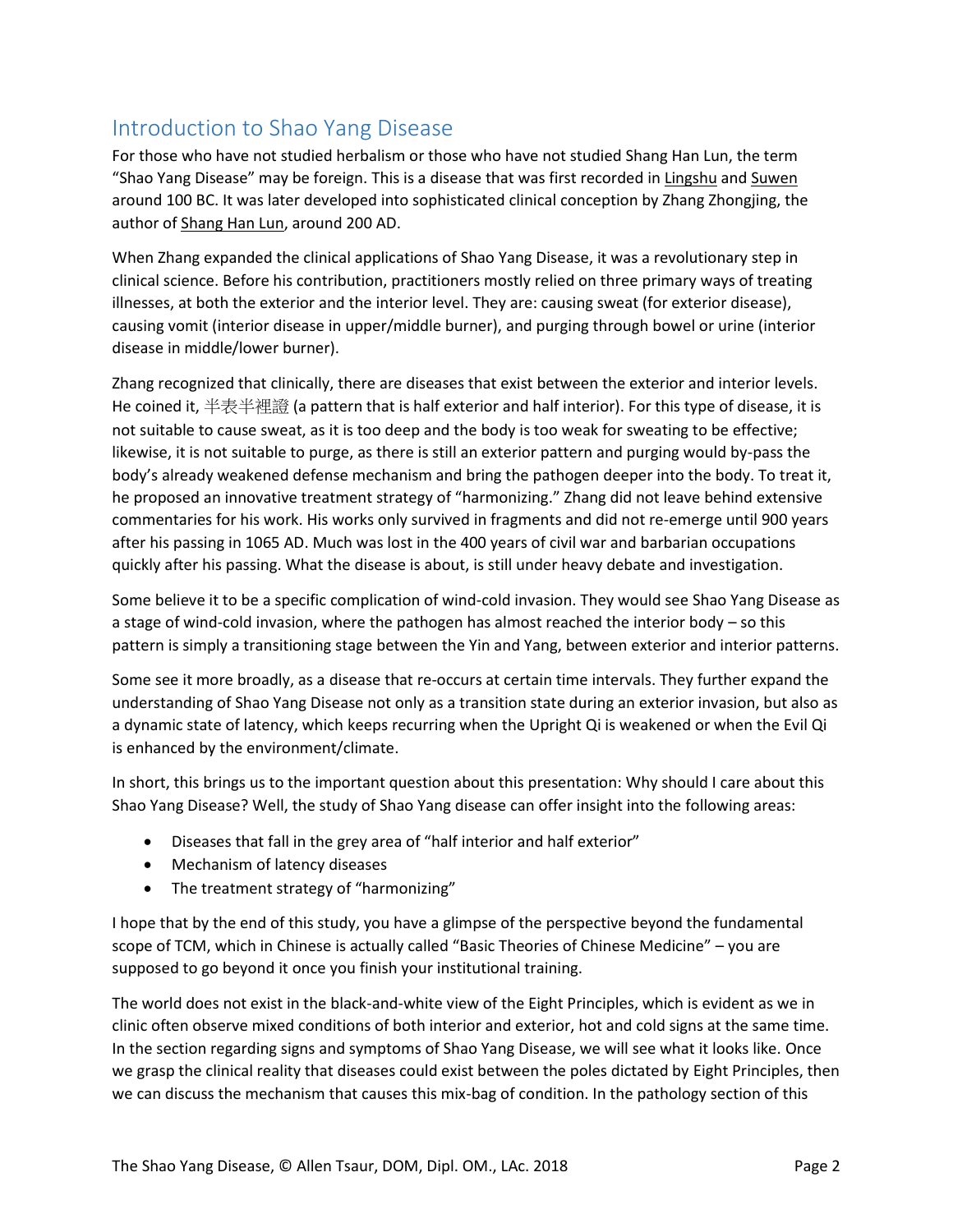## Introduction to Shao Yang Disease

For those who have not studied herbalism or those who have not studied Shang Han Lun, the term "Shao Yang Disease" may be foreign. This is a disease that was first recorded in Lingshu and Suwen around 100 BC. It was later developed into sophisticated clinical conception by Zhang Zhongjing, the author of Shang Han Lun, around 200 AD.

When Zhang expanded the clinical applications of Shao Yang Disease, it was a revolutionary step in clinical science. Before his contribution, practitioners mostly relied on three primary ways of treating illnesses, at both the exterior and the interior level. They are: causing sweat (for exterior disease), causing vomit (interior disease in upper/middle burner), and purging through bowel or urine (interior disease in middle/lower burner).

Zhang recognized that clinically, there are diseases that exist between the exterior and interior levels. He coined it, 半表半裡證 (a pattern that is half exterior and half interior). For this type of disease, it is not suitable to cause sweat, as it is too deep and the body is too weak for sweating to be effective; likewise, it is not suitable to purge, as there is still an exterior pattern and purging would by-pass the body's already weakened defense mechanism and bring the pathogen deeper into the body. To treat it, he proposed an innovative treatment strategy of "harmonizing." Zhang did not leave behind extensive commentaries for his work. His works only survived in fragments and did not re-emerge until 900 years after his passing in 1065 AD. Much was lost in the 400 years of civil war and barbarian occupations quickly after his passing. What the disease is about, is still under heavy debate and investigation.

Some believe it to be a specific complication of wind-cold invasion. They would see Shao Yang Disease as a stage of wind-cold invasion, where the pathogen has almost reached the interior body – so this pattern is simply a transitioning stage between the Yin and Yang, between exterior and interior patterns.

Some see it more broadly, as a disease that re-occurs at certain time intervals. They further expand the understanding of Shao Yang Disease not only as a transition state during an exterior invasion, but also as a dynamic state of latency, which keeps recurring when the Upright Qi is weakened or when the Evil Qi is enhanced by the environment/climate.

In short, this brings us to the important question about this presentation: Why should I care about this Shao Yang Disease? Well, the study of Shao Yang disease can offer insight into the following areas:

- Diseases that fall in the grey area of "half interior and half exterior"
- Mechanism of latency diseases
- The treatment strategy of "harmonizing"

I hope that by the end of this study, you have a glimpse of the perspective beyond the fundamental scope of TCM, which in Chinese is actually called "Basic Theories of Chinese Medicine" – you are supposed to go beyond it once you finish your institutional training.

The world does not exist in the black-and-white view of the Eight Principles, which is evident as we in clinic often observe mixed conditions of both interior and exterior, hot and cold signs at the same time. In the section regarding signs and symptoms of Shao Yang Disease, we will see what it looks like. Once we grasp the clinical reality that diseases could exist between the poles dictated by Eight Principles, then we can discuss the mechanism that causes this mix-bag of condition. In the pathology section of this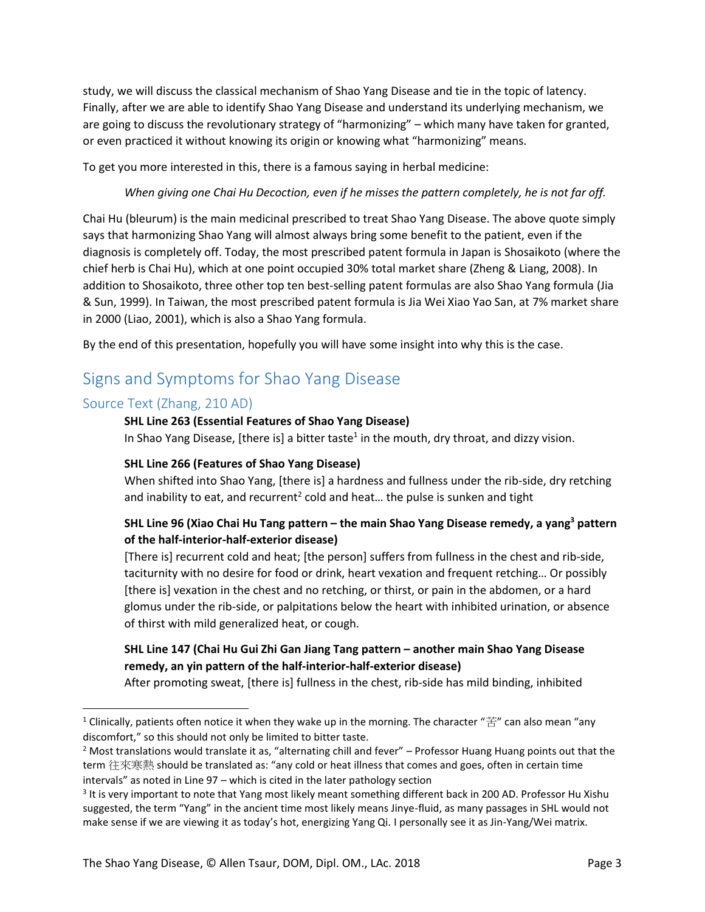study, we will discuss the classical mechanism of Shao Yang Disease and tie in the topic of latency. Finally, after we are able to identify Shao Yang Disease and understand its underlying mechanism, we are going to discuss the revolutionary strategy of "harmonizing" – which many have taken for granted, or even practiced it without knowing its origin or knowing what "harmonizing" means.

To get you more interested in this, there is a famous saying in herbal medicine:

> *When giving one Chai Hu Decoction, even if he misses the pattern completely, he is not far off.*

Chai Hu (bleurum) is the main medicinal prescribed to treat Shao Yang Disease. The above quote simply says that harmonizing Shao Yang will almost always bring some benefit to the patient, even if the diagnosis is completely off. Today, the most prescribed patent formula in Japan is Shosaikoto (where the chief herb is Chai Hu), which at one point occupied 30% total market share (Zheng & Liang, 2008). In addition to Shosaikoto, three other top ten best-selling patent formulas are also Shao Yang formula (Jia & Sun, 1999). In Taiwan, the most prescribed patent formula is Jia Wei Xiao Yao San, at 7% market share in 2000 (Liao, 2001), which is also a Shao Yang formula.

By the end of this presentation, hopefully you will have some insight into why this is the case.

## Signs and Symptoms for Shao Yang Disease

### Source Text (Zhang, 210 AD)

**SHL Line 263 (Essential Features of Shao Yang Disease)**
In Shao Yang Disease, [there is] a bitter taste[1] in the mouth, dry throat, and dizzy vision.

**SHL Line 266 (Features of Shao Yang Disease)**
When shifted into Shao Yang, [there is] a hardness and fullness under the rib-side, dry retching and inability to eat, and recurrent[2] cold and heat… the pulse is sunken and tight

**SHL Line 96 (Xiao Chai Hu Tang pattern – the main Shao Yang Disease remedy, a yang[3] pattern of the half-interior-half-exterior disease)**
[There is] recurrent cold and heat; [the person] suffers from fullness in the chest and rib-side, taciturnity with no desire for food or drink, heart vexation and frequent retching… Or possibly [there is] vexation in the chest and no retching, or thirst, or pain in the abdomen, or a hard glomus under the rib-side, or palpitations below the heart with inhibited urination, or absence of thirst with mild generalized heat, or cough.

**SHL Line 147 (Chai Hu Gui Zhi Gan Jiang Tang pattern – another main Shao Yang Disease remedy, an yin pattern of the half-interior-half-exterior disease)**
After promoting sweat, [there is] fullness in the chest, rib-side has mild binding, inhibited

---

[1] Clinically, patients often notice it when they wake up in the morning. The character "苦" can also mean "any discomfort," so this should not only be limited to bitter taste.

[2] Most translations would translate it as, "alternating chill and fever" – Professor Huang Huang points out that the term 往來寒熱 should be translated as: "any cold or heat illness that comes and goes, often in certain time intervals" as noted in Line 97 – which is cited in the later pathology section

[3] It is very important to note that Yang most likely meant something different back in 200 AD. Professor Hu Xishu suggested, the term "Yang" in the ancient time most likely means Jinye-fluid, as many passages in SHL would not make sense if we are viewing it as today's hot, energizing Yang Qi. I personally see it as Jin-Yang/Wei matrix.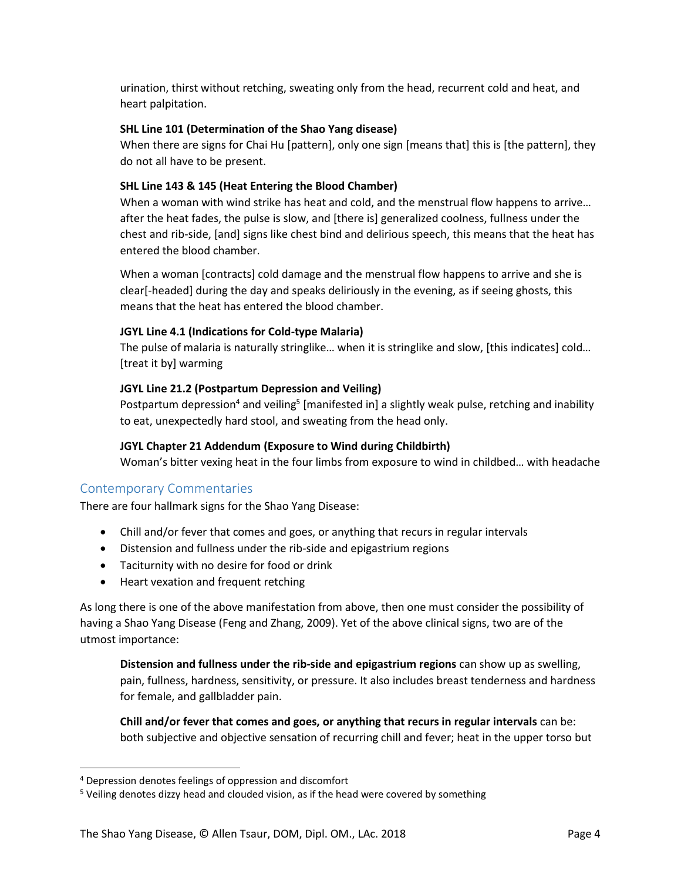urination, thirst without retching, sweating only from the head, recurrent cold and heat, and heart palpitation.

**SHL Line 101 (Determination of the Shao Yang disease)**
When there are signs for Chai Hu [pattern], only one sign [means that] this is [the pattern], they do not all have to be present.

**SHL Line 143 & 145 (Heat Entering the Blood Chamber)**
When a woman with wind strike has heat and cold, and the menstrual flow happens to arrive… after the heat fades, the pulse is slow, and [there is] generalized coolness, fullness under the chest and rib-side, [and] signs like chest bind and delirious speech, this means that the heat has entered the blood chamber.

When a woman [contracts] cold damage and the menstrual flow happens to arrive and she is clear[-headed] during the day and speaks deliriously in the evening, as if seeing ghosts, this means that the heat has entered the blood chamber.

**JGYL Line 4.1 (Indications for Cold-type Malaria)**
The pulse of malaria is naturally stringlike… when it is stringlike and slow, [this indicates] cold… [treat it by] warming

**JGYL Line 21.2 (Postpartum Depression and Veiling)**
Postpartum depression[4] and veiling[5] [manifested in] a slightly weak pulse, retching and inability to eat, unexpectedly hard stool, and sweating from the head only.

**JGYL Chapter 21 Addendum (Exposure to Wind during Childbirth)**
Woman's bitter vexing heat in the four limbs from exposure to wind in childbed… with headache

## Contemporary Commentaries

There are four hallmark signs for the Shao Yang Disease:

- Chill and/or fever that comes and goes, or anything that recurs in regular intervals
- Distension and fullness under the rib-side and epigastrium regions
- Taciturnity with no desire for food or drink
- Heart vexation and frequent retching

As long there is one of the above manifestation from above, then one must consider the possibility of having a Shao Yang Disease (Feng and Zhang, 2009). Yet of the above clinical signs, two are of the utmost importance:

**Distension and fullness under the rib-side and epigastrium regions** can show up as swelling, pain, fullness, hardness, sensitivity, or pressure. It also includes breast tenderness and hardness for female, and gallbladder pain.

**Chill and/or fever that comes and goes, or anything that recurs in regular intervals** can be: both subjective and objective sensation of recurring chill and fever; heat in the upper torso but

---

[4] Depression denotes feelings of oppression and discomfort

[5] Veiling denotes dizzy head and clouded vision, as if the head were covered by something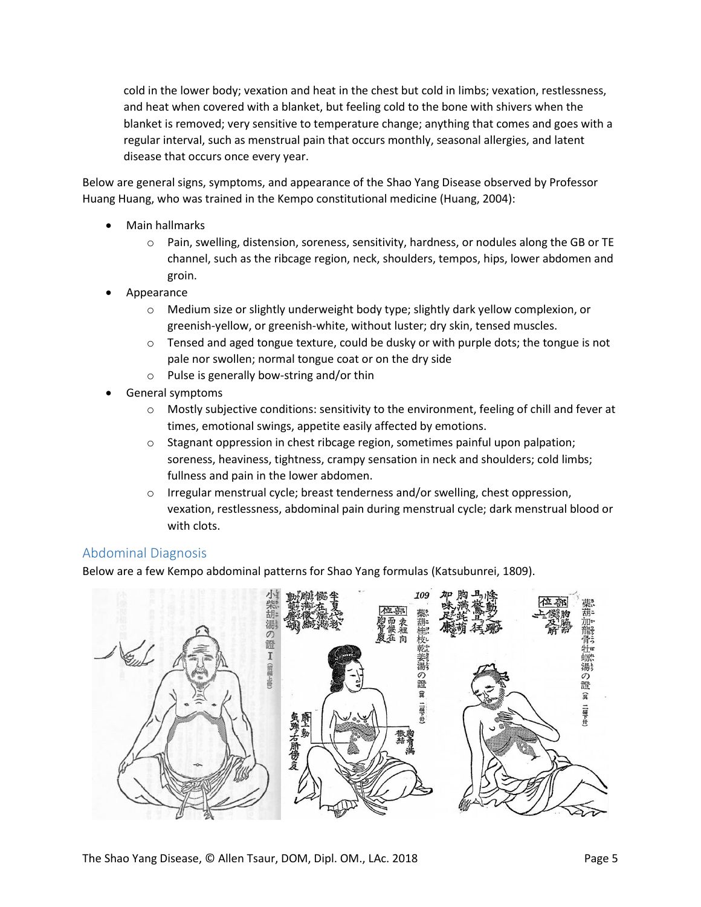cold in the lower body; vexation and heat in the chest but cold in limbs; vexation, restlessness, and heat when covered with a blanket, but feeling cold to the bone with shivers when the blanket is removed; very sensitive to temperature change; anything that comes and goes with a regular interval, such as menstrual pain that occurs monthly, seasonal allergies, and latent disease that occurs once every year.

Below are general signs, symptoms, and appearance of the Shao Yang Disease observed by Professor Huang Huang, who was trained in the Kempo constitutional medicine (Huang, 2004):

- Main hallmarks
  - Pain, swelling, distension, soreness, sensitivity, hardness, or nodules along the GB or TE channel, such as the ribcage region, neck, shoulders, tempos, hips, lower abdomen and groin.
- Appearance
  - Medium size or slightly underweight body type; slightly dark yellow complexion, or greenish-yellow, or greenish-white, without luster; dry skin, tensed muscles.
  - Tensed and aged tongue texture, could be dusky or with purple dots; the tongue is not pale nor swollen; normal tongue coat or on the dry side
  - Pulse is generally bow-string and/or thin
- General symptoms
  - Mostly subjective conditions: sensitivity to the environment, feeling of chill and fever at times, emotional swings, appetite easily affected by emotions.
  - Stagnant oppression in chest ribcage region, sometimes painful upon palpation; soreness, heaviness, tightness, crampy sensation in neck and shoulders; cold limbs; fullness and pain in the lower abdomen.
  - Irregular menstrual cycle; breast tenderness and/or swelling, chest oppression, vexation, restlessness, abdominal pain during menstrual cycle; dark menstrual blood or with clots.

## Abdominal Diagnosis

Below are a few Kempo abdominal patterns for Shao Yang formulas (Katsubunrei, 1809).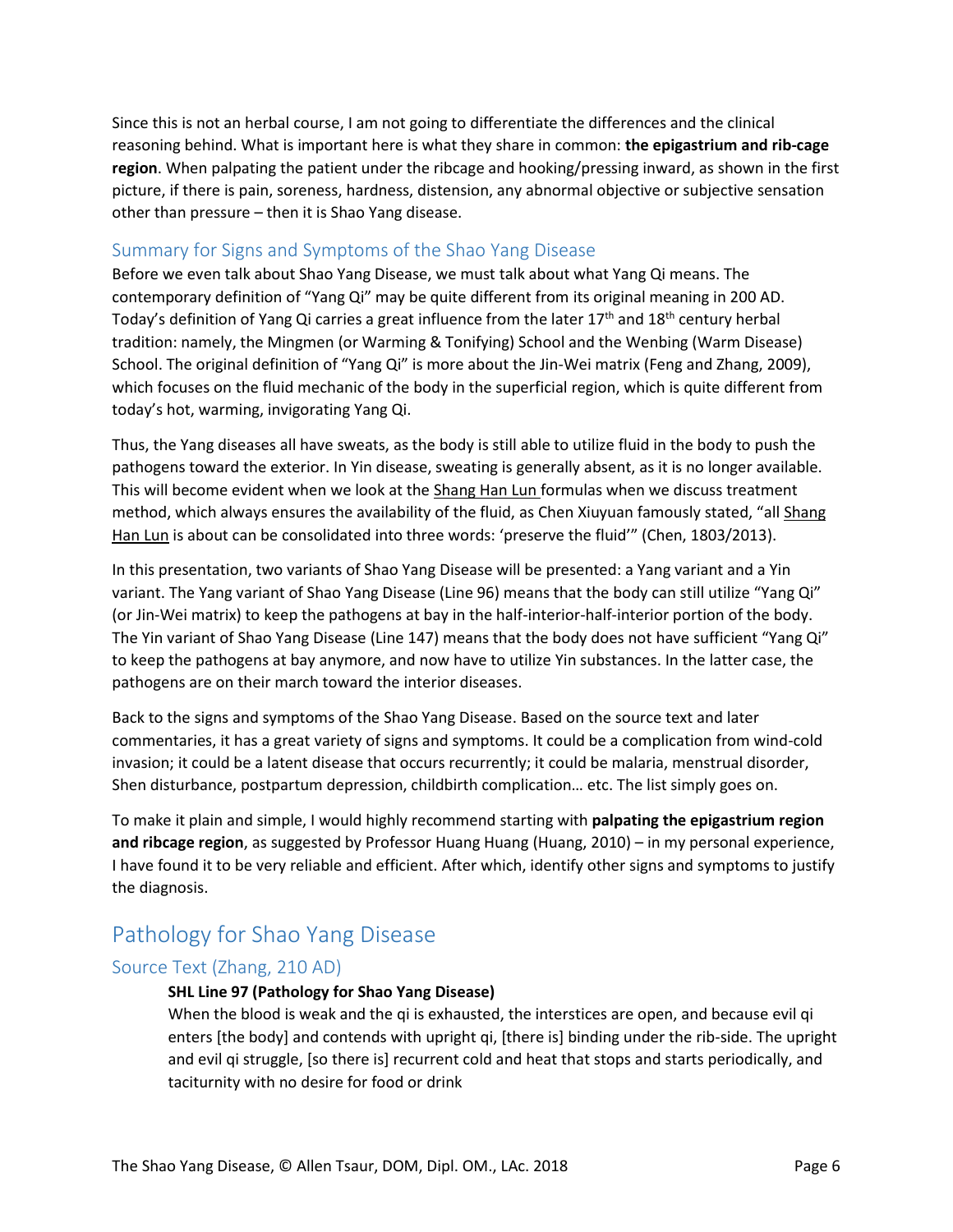Since this is not an herbal course, I am not going to differentiate the differences and the clinical reasoning behind. What is important here is what they share in common: **the epigastrium and rib-cage region**. When palpating the patient under the ribcage and hooking/pressing inward, as shown in the first picture, if there is pain, soreness, hardness, distension, any abnormal objective or subjective sensation other than pressure – then it is Shao Yang disease.

### Summary for Signs and Symptoms of the Shao Yang Disease

Before we even talk about Shao Yang Disease, we must talk about what Yang Qi means. The contemporary definition of "Yang Qi" may be quite different from its original meaning in 200 AD. Today's definition of Yang Qi carries a great influence from the later 17th and 18th century herbal tradition: namely, the Mingmen (or Warming & Tonifying) School and the Wenbing (Warm Disease) School. The original definition of "Yang Qi" is more about the Jin-Wei matrix (Feng and Zhang, 2009), which focuses on the fluid mechanic of the body in the superficial region, which is quite different from today's hot, warming, invigorating Yang Qi.

Thus, the Yang diseases all have sweats, as the body is still able to utilize fluid in the body to push the pathogens toward the exterior. In Yin disease, sweating is generally absent, as it is no longer available. This will become evident when we look at the Shang Han Lun formulas when we discuss treatment method, which always ensures the availability of the fluid, as Chen Xiuyuan famously stated, "all Shang Han Lun is about can be consolidated into three words: 'preserve the fluid'" (Chen, 1803/2013).

In this presentation, two variants of Shao Yang Disease will be presented: a Yang variant and a Yin variant. The Yang variant of Shao Yang Disease (Line 96) means that the body can still utilize "Yang Qi" (or Jin-Wei matrix) to keep the pathogens at bay in the half-interior-half-interior portion of the body. The Yin variant of Shao Yang Disease (Line 147) means that the body does not have sufficient "Yang Qi" to keep the pathogens at bay anymore, and now have to utilize Yin substances. In the latter case, the pathogens are on their march toward the interior diseases.

Back to the signs and symptoms of the Shao Yang Disease. Based on the source text and later commentaries, it has a great variety of signs and symptoms. It could be a complication from wind-cold invasion; it could be a latent disease that occurs recurrently; it could be malaria, menstrual disorder, Shen disturbance, postpartum depression, childbirth complication… etc. The list simply goes on.

To make it plain and simple, I would highly recommend starting with **palpating the epigastrium region and ribcage region**, as suggested by Professor Huang Huang (Huang, 2010) – in my personal experience, I have found it to be very reliable and efficient. After which, identify other signs and symptoms to justify the diagnosis.

## Pathology for Shao Yang Disease

### Source Text (Zhang, 210 AD)

**SHL Line 97 (Pathology for Shao Yang Disease)**

When the blood is weak and the qi is exhausted, the interstices are open, and because evil qi enters [the body] and contends with upright qi, [there is] binding under the rib-side. The upright and evil qi struggle, [so there is] recurrent cold and heat that stops and starts periodically, and taciturnity with no desire for food or drink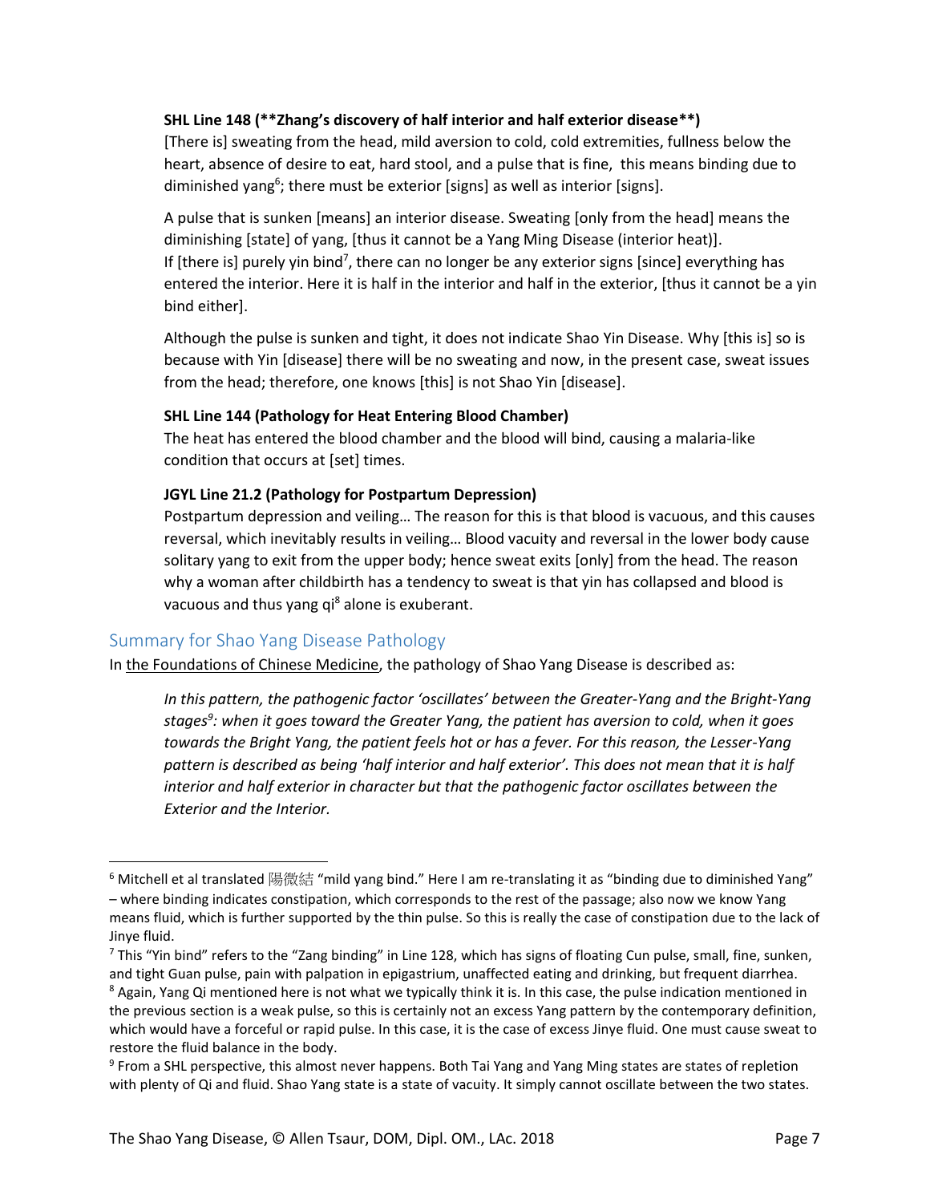**SHL Line 148 (**Zhang's discovery of half interior and half exterior disease**)**

[There is] sweating from the head, mild aversion to cold, cold extremities, fullness below the heart, absence of desire to eat, hard stool, and a pulse that is fine, this means binding due to diminished yang[6]; there must be exterior [signs] as well as interior [signs].

A pulse that is sunken [means] an interior disease. Sweating [only from the head] means the diminishing [state] of yang, [thus it cannot be a Yang Ming Disease (interior heat)]. If [there is] purely yin bind[7], there can no longer be any exterior signs [since] everything has entered the interior. Here it is half in the interior and half in the exterior, [thus it cannot be a yin bind either].

Although the pulse is sunken and tight, it does not indicate Shao Yin Disease. Why [this is] so is because with Yin [disease] there will be no sweating and now, in the present case, sweat issues from the head; therefore, one knows [this] is not Shao Yin [disease].

**SHL Line 144 (Pathology for Heat Entering Blood Chamber)**

The heat has entered the blood chamber and the blood will bind, causing a malaria-like condition that occurs at [set] times.

**JGYL Line 21.2 (Pathology for Postpartum Depression)**

Postpartum depression and veiling… The reason for this is that blood is vacuous, and this causes reversal, which inevitably results in veiling… Blood vacuity and reversal in the lower body cause solitary yang to exit from the upper body; hence sweat exits [only] from the head. The reason why a woman after childbirth has a tendency to sweat is that yin has collapsed and blood is vacuous and thus yang qi[8] alone is exuberant.

## Summary for Shao Yang Disease Pathology

In the Foundations of Chinese Medicine, the pathology of Shao Yang Disease is described as:

> *In this pattern, the pathogenic factor 'oscillates' between the Greater-Yang and the Bright-Yang stages[9]: when it goes toward the Greater Yang, the patient has aversion to cold, when it goes towards the Bright Yang, the patient feels hot or has a fever. For this reason, the Lesser-Yang pattern is described as being 'half interior and half exterior'. This does not mean that it is half interior and half exterior in character but that the pathogenic factor oscillates between the Exterior and the Interior.*

---

[6] Mitchell et al translated 陽微結 "mild yang bind." Here I am re-translating it as "binding due to diminished Yang" – where binding indicates constipation, which corresponds to the rest of the passage; also now we know Yang means fluid, which is further supported by the thin pulse. So this is really the case of constipation due to the lack of Jinye fluid.

[7] This "Yin bind" refers to the "Zang binding" in Line 128, which has signs of floating Cun pulse, small, fine, sunken, and tight Guan pulse, pain with palpation in epigastrium, unaffected eating and drinking, but frequent diarrhea.

[8] Again, Yang Qi mentioned here is not what we typically think it is. In this case, the pulse indication mentioned in the previous section is a weak pulse, so this is certainly not an excess Yang pattern by the contemporary definition, which would have a forceful or rapid pulse. In this case, it is the case of excess Jinye fluid. One must cause sweat to restore the fluid balance in the body.

[9] From a SHL perspective, this almost never happens. Both Tai Yang and Yang Ming states are states of repletion with plenty of Qi and fluid. Shao Yang state is a state of vacuity. It simply cannot oscillate between the two states.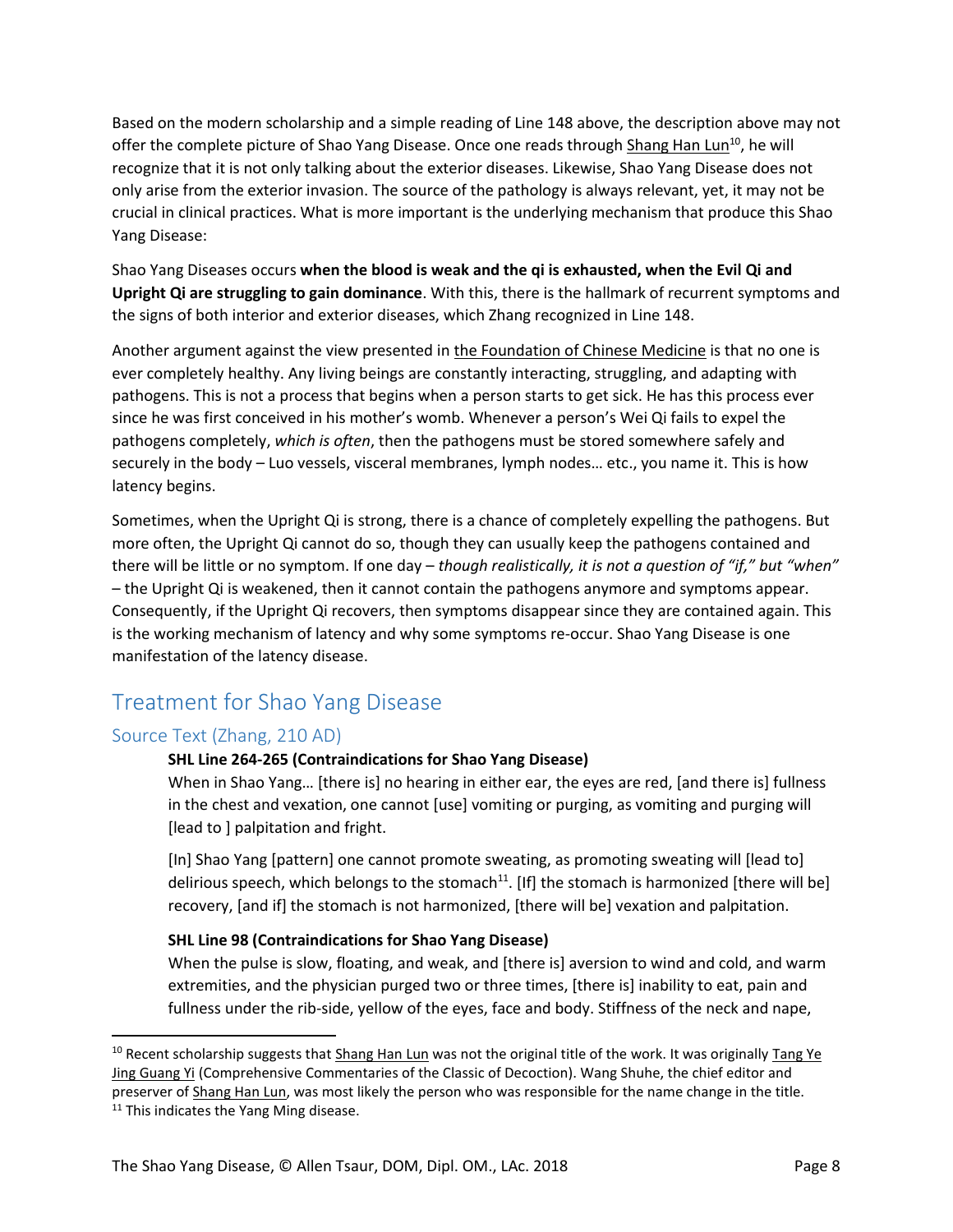Based on the modern scholarship and a simple reading of Line 148 above, the description above may not offer the complete picture of Shao Yang Disease. Once one reads through Shang Han Lun[10], he will recognize that it is not only talking about the exterior diseases. Likewise, Shao Yang Disease does not only arise from the exterior invasion. The source of the pathology is always relevant, yet, it may not be crucial in clinical practices. What is more important is the underlying mechanism that produce this Shao Yang Disease:

Shao Yang Diseases occurs **when the blood is weak and the qi is exhausted, when the Evil Qi and Upright Qi are struggling to gain dominance**. With this, there is the hallmark of recurrent symptoms and the signs of both interior and exterior diseases, which Zhang recognized in Line 148.

Another argument against the view presented in the Foundation of Chinese Medicine is that no one is ever completely healthy. Any living beings are constantly interacting, struggling, and adapting with pathogens. This is not a process that begins when a person starts to get sick. He has this process ever since he was first conceived in his mother's womb. Whenever a person's Wei Qi fails to expel the pathogens completely, *which is often*, then the pathogens must be stored somewhere safely and securely in the body – Luo vessels, visceral membranes, lymph nodes… etc., you name it. This is how latency begins.

Sometimes, when the Upright Qi is strong, there is a chance of completely expelling the pathogens. But more often, the Upright Qi cannot do so, though they can usually keep the pathogens contained and there will be little or no symptom. If one day – *though realistically, it is not a question of "if," but "when"* – the Upright Qi is weakened, then it cannot contain the pathogens anymore and symptoms appear. Consequently, if the Upright Qi recovers, then symptoms disappear since they are contained again. This is the working mechanism of latency and why some symptoms re-occur. Shao Yang Disease is one manifestation of the latency disease.

## Treatment for Shao Yang Disease

### Source Text (Zhang, 210 AD)

**SHL Line 264-265 (Contraindications for Shao Yang Disease)**

When in Shao Yang… [there is] no hearing in either ear, the eyes are red, [and there is] fullness in the chest and vexation, one cannot [use] vomiting or purging, as vomiting and purging will [lead to ] palpitation and fright.

[In] Shao Yang [pattern] one cannot promote sweating, as promoting sweating will [lead to] delirious speech, which belongs to the stomach[11]. [If] the stomach is harmonized [there will be] recovery, [and if] the stomach is not harmonized, [there will be] vexation and palpitation.

**SHL Line 98 (Contraindications for Shao Yang Disease)**

When the pulse is slow, floating, and weak, and [there is] aversion to wind and cold, and warm extremities, and the physician purged two or three times, [there is] inability to eat, pain and fullness under the rib-side, yellow of the eyes, face and body. Stiffness of the neck and nape,

---

[10] Recent scholarship suggests that Shang Han Lun was not the original title of the work. It was originally Tang Ye Jing Guang Yi (Comprehensive Commentaries of the Classic of Decoction). Wang Shuhe, the chief editor and preserver of Shang Han Lun, was most likely the person who was responsible for the name change in the title.

[11] This indicates the Yang Ming disease.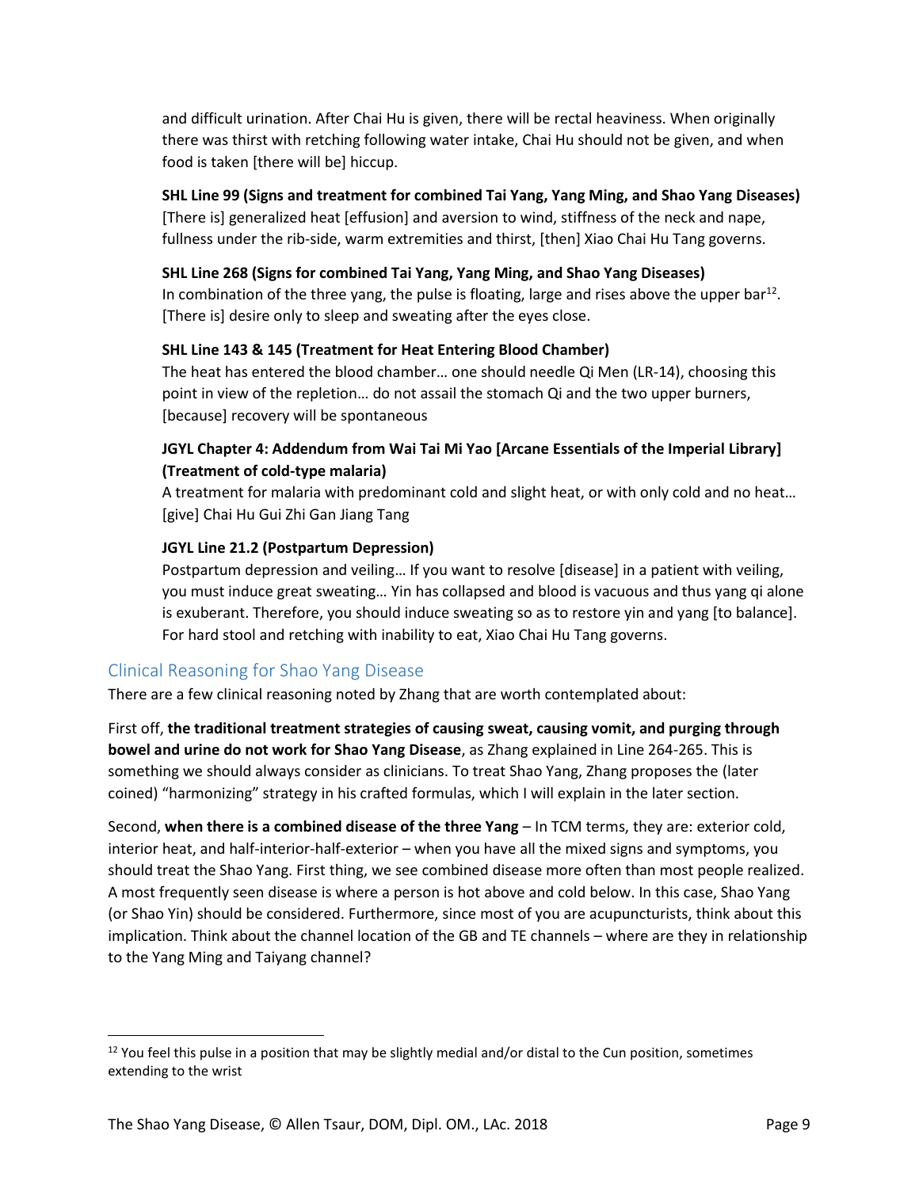and difficult urination. After Chai Hu is given, there will be rectal heaviness. When originally there was thirst with retching following water intake, Chai Hu should not be given, and when food is taken [there will be] hiccup.

**SHL Line 99 (Signs and treatment for combined Tai Yang, Yang Ming, and Shao Yang Diseases)**
[There is] generalized heat [effusion] and aversion to wind, stiffness of the neck and nape, fullness under the rib-side, warm extremities and thirst, [then] Xiao Chai Hu Tang governs.

**SHL Line 268 (Signs for combined Tai Yang, Yang Ming, and Shao Yang Diseases)**
In combination of the three yang, the pulse is floating, large and rises above the upper bar[12]. [There is] desire only to sleep and sweating after the eyes close.

**SHL Line 143 & 145 (Treatment for Heat Entering Blood Chamber)**
The heat has entered the blood chamber… one should needle Qi Men (LR-14), choosing this point in view of the repletion… do not assail the stomach Qi and the two upper burners, [because] recovery will be spontaneous

**JGYL Chapter 4: Addendum from Wai Tai Mi Yao [Arcane Essentials of the Imperial Library] (Treatment of cold-type malaria)**
A treatment for malaria with predominant cold and slight heat, or with only cold and no heat… [give] Chai Hu Gui Zhi Gan Jiang Tang

**JGYL Line 21.2 (Postpartum Depression)**
Postpartum depression and veiling… If you want to resolve [disease] in a patient with veiling, you must induce great sweating… Yin has collapsed and blood is vacuous and thus yang qi alone is exuberant. Therefore, you should induce sweating so as to restore yin and yang [to balance]. For hard stool and retching with inability to eat, Xiao Chai Hu Tang governs.

## Clinical Reasoning for Shao Yang Disease

There are a few clinical reasoning noted by Zhang that are worth contemplated about:

First off, **the traditional treatment strategies of causing sweat, causing vomit, and purging through bowel and urine do not work for Shao Yang Disease**, as Zhang explained in Line 264-265. This is something we should always consider as clinicians. To treat Shao Yang, Zhang proposes the (later coined) "harmonizing" strategy in his crafted formulas, which I will explain in the later section.

Second, **when there is a combined disease of the three Yang** – In TCM terms, they are: exterior cold, interior heat, and half-interior-half-exterior – when you have all the mixed signs and symptoms, you should treat the Shao Yang. First thing, we see combined disease more often than most people realized. A most frequently seen disease is where a person is hot above and cold below. In this case, Shao Yang (or Shao Yin) should be considered. Furthermore, since most of you are acupuncturists, think about this implication. Think about the channel location of the GB and TE channels – where are they in relationship to the Yang Ming and Taiyang channel?

---

[12] You feel this pulse in a position that may be slightly medial and/or distal to the Cun position, sometimes extending to the wrist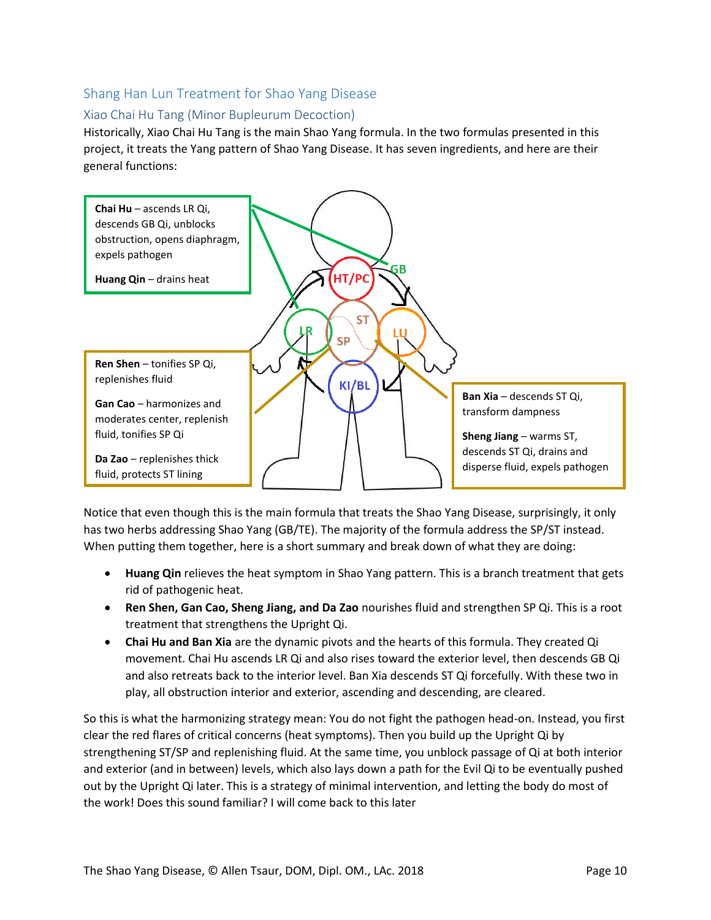## Shang Han Lun Treatment for Shao Yang Disease

### Xiao Chai Hu Tang (Minor Bupleurum Decoction)

Historically, Xiao Chai Hu Tang is the main Shao Yang formula. In the two formulas presented in this project, it treats the Yang pattern of Shao Yang Disease. It has seven ingredients, and here are their general functions:

**Chai Hu** – ascends LR Qi, descends GB Qi, unblocks obstruction, opens diaphragm, expels pathogen

**Huang Qin** – drains heat

**Ren Shen** – tonifies SP Qi, replenishes fluid

**Gan Cao** – harmonizes and moderates center, replenish fluid, tonifies SP Qi

**Da Zao** – replenishes thick fluid, protects ST lining

**Ban Xia** – descends ST Qi, transform dampness

**Sheng Jiang** – warms ST, descends ST Qi, drains and disperse fluid, expels pathogen

Notice that even though this is the main formula that treats the Shao Yang Disease, surprisingly, it only has two herbs addressing Shao Yang (GB/TE). The majority of the formula address the SP/ST instead. When putting them together, here is a short summary and break down of what they are doing:

- **Huang Qin** relieves the heat symptom in Shao Yang pattern. This is a branch treatment that gets rid of pathogenic heat.
- **Ren Shen, Gan Cao, Sheng Jiang, and Da Zao** nourishes fluid and strengthen SP Qi. This is a root treatment that strengthens the Upright Qi.
- **Chai Hu and Ban Xia** are the dynamic pivots and the hearts of this formula. They created Qi movement. Chai Hu ascends LR Qi and also rises toward the exterior level, then descends GB Qi and also retreats back to the interior level. Ban Xia descends ST Qi forcefully. With these two in play, all obstruction interior and exterior, ascending and descending, are cleared.

So this is what the harmonizing strategy mean: You do not fight the pathogen head-on. Instead, you first clear the red flares of critical concerns (heat symptoms). Then you build up the Upright Qi by strengthening ST/SP and replenishing fluid. At the same time, you unblock passage of Qi at both interior and exterior (and in between) levels, which also lays down a path for the Evil Qi to be eventually pushed out by the Upright Qi later. This is a strategy of minimal intervention, and letting the body do most of the work! Does this sound familiar? I will come back to this later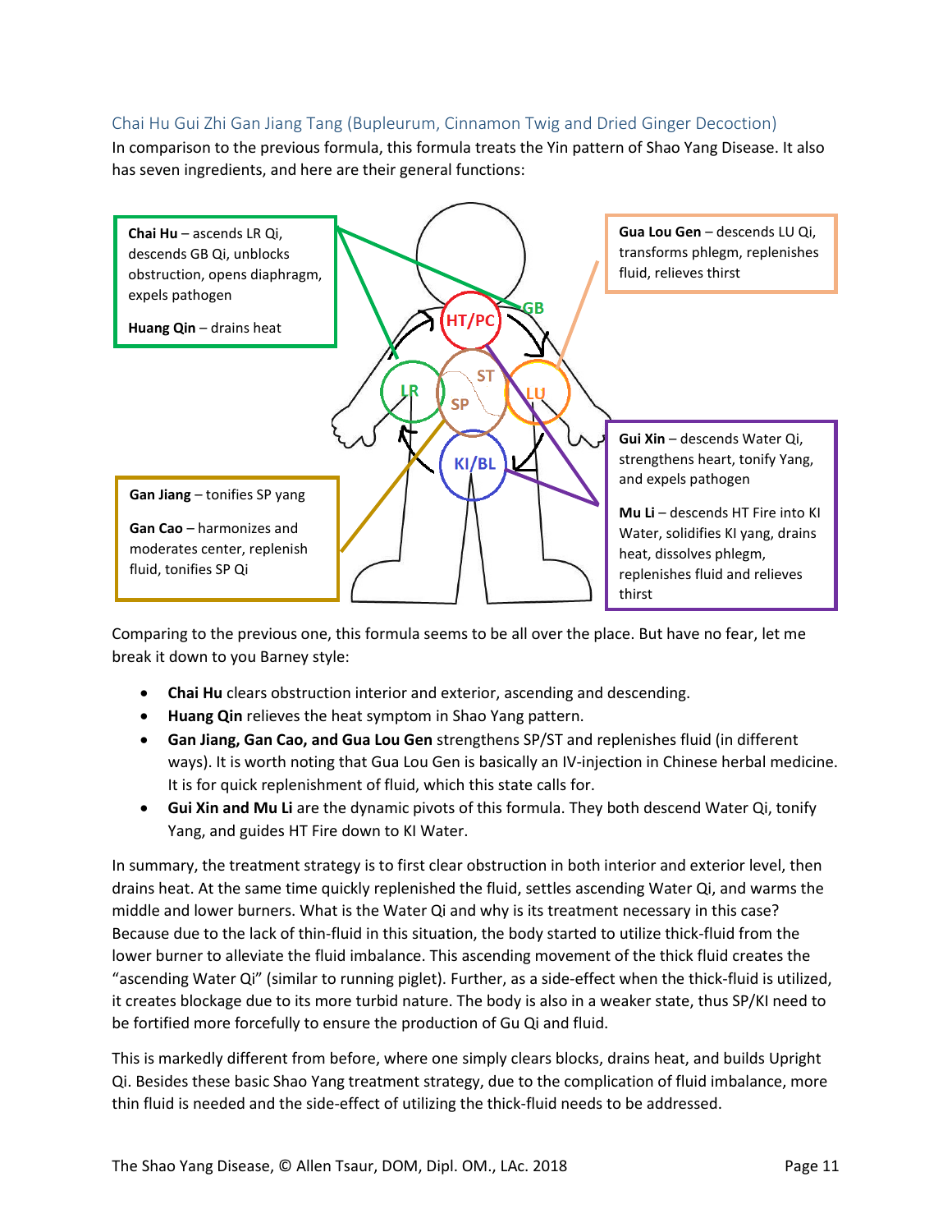### Chai Hu Gui Zhi Gan Jiang Tang (Bupleurum, Cinnamon Twig and Dried Ginger Decoction)

In comparison to the previous formula, this formula treats the Yin pattern of Shao Yang Disease. It also has seven ingredients, and here are their general functions:

**Chai Hu** – ascends LR Qi, descends GB Qi, unblocks obstruction, opens diaphragm, expels pathogen

**Huang Qin** – drains heat

**Gua Lou Gen** – descends LU Qi, transforms phlegm, replenishes fluid, relieves thirst

**Gan Jiang** – tonifies SP yang

**Gan Cao** – harmonizes and moderates center, replenish fluid, tonifies SP Qi

**Gui Xin** – descends Water Qi, strengthens heart, tonify Yang, and expels pathogen

**Mu Li** – descends HT Fire into KI Water, solidifies KI yang, drains heat, dissolves phlegm, replenishes fluid and relieves thirst

Comparing to the previous one, this formula seems to be all over the place. But have no fear, let me break it down to you Barney style:

- **Chai Hu** clears obstruction interior and exterior, ascending and descending.
- **Huang Qin** relieves the heat symptom in Shao Yang pattern.
- **Gan Jiang, Gan Cao, and Gua Lou Gen** strengthens SP/ST and replenishes fluid (in different ways). It is worth noting that Gua Lou Gen is basically an IV-injection in Chinese herbal medicine. It is for quick replenishment of fluid, which this state calls for.
- **Gui Xin and Mu Li** are the dynamic pivots of this formula. They both descend Water Qi, tonify Yang, and guides HT Fire down to KI Water.

In summary, the treatment strategy is to first clear obstruction in both interior and exterior level, then drains heat. At the same time quickly replenished the fluid, settles ascending Water Qi, and warms the middle and lower burners. What is the Water Qi and why is its treatment necessary in this case? Because due to the lack of thin-fluid in this situation, the body started to utilize thick-fluid from the lower burner to alleviate the fluid imbalance. This ascending movement of the thick fluid creates the "ascending Water Qi" (similar to running piglet). Further, as a side-effect when the thick-fluid is utilized, it creates blockage due to its more turbid nature. The body is also in a weaker state, thus SP/KI need to be fortified more forcefully to ensure the production of Gu Qi and fluid.

This is markedly different from before, where one simply clears blocks, drains heat, and builds Upright Qi. Besides these basic Shao Yang treatment strategy, due to the complication of fluid imbalance, more thin fluid is needed and the side-effect of utilizing the thick-fluid needs to be addressed.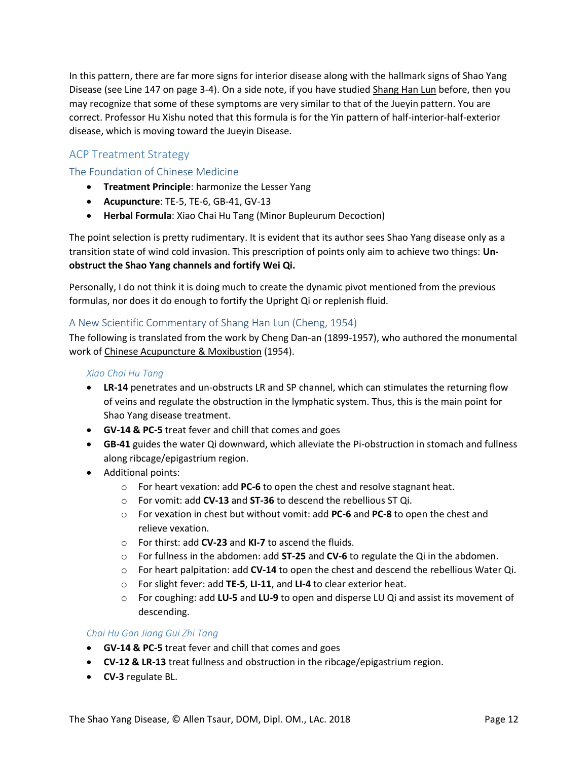In this pattern, there are far more signs for interior disease along with the hallmark signs of Shao Yang Disease (see Line 147 on page 3-4). On a side note, if you have studied Shang Han Lun before, then you may recognize that some of these symptoms are very similar to that of the Jueyin pattern. You are correct. Professor Hu Xishu noted that this formula is for the Yin pattern of half-interior-half-exterior disease, which is moving toward the Jueyin Disease.

## ACP Treatment Strategy

### The Foundation of Chinese Medicine

- **Treatment Principle**: harmonize the Lesser Yang
- **Acupuncture**: TE-5, TE-6, GB-41, GV-13
- **Herbal Formula**: Xiao Chai Hu Tang (Minor Bupleurum Decoction)

The point selection is pretty rudimentary. It is evident that its author sees Shao Yang disease only as a transition state of wind cold invasion. This prescription of points only aim to achieve two things: **Un-obstruct the Shao Yang channels and fortify Wei Qi.**

Personally, I do not think it is doing much to create the dynamic pivot mentioned from the previous formulas, nor does it do enough to fortify the Upright Qi or replenish fluid.

### A New Scientific Commentary of Shang Han Lun (Cheng, 1954)

The following is translated from the work by Cheng Dan-an (1899-1957), who authored the monumental work of Chinese Acupuncture & Moxibustion (1954).

*Xiao Chai Hu Tang*

- **LR-14** penetrates and un-obstructs LR and SP channel, which can stimulates the returning flow of veins and regulate the obstruction in the lymphatic system. Thus, this is the main point for Shao Yang disease treatment.
- **GV-14 & PC-5** treat fever and chill that comes and goes
- **GB-41** guides the water Qi downward, which alleviate the Pi-obstruction in stomach and fullness along ribcage/epigastrium region.
- Additional points:
  - For heart vexation: add **PC-6** to open the chest and resolve stagnant heat.
  - For vomit: add **CV-13** and **ST-36** to descend the rebellious ST Qi.
  - For vexation in chest but without vomit: add **PC-6** and **PC-8** to open the chest and relieve vexation.
  - For thirst: add **CV-23** and **KI-7** to ascend the fluids.
  - For fullness in the abdomen: add **ST-25** and **CV-6** to regulate the Qi in the abdomen.
  - For heart palpitation: add **CV-14** to open the chest and descend the rebellious Water Qi.
  - For slight fever: add **TE-5**, **LI-11**, and **LI-4** to clear exterior heat.
  - For coughing: add **LU-5** and **LU-9** to open and disperse LU Qi and assist its movement of descending.

*Chai Hu Gan Jiang Gui Zhi Tang*

- **GV-14 & PC-5** treat fever and chill that comes and goes
- **CV-12 & LR-13** treat fullness and obstruction in the ribcage/epigastrium region.
- **CV-3** regulate BL.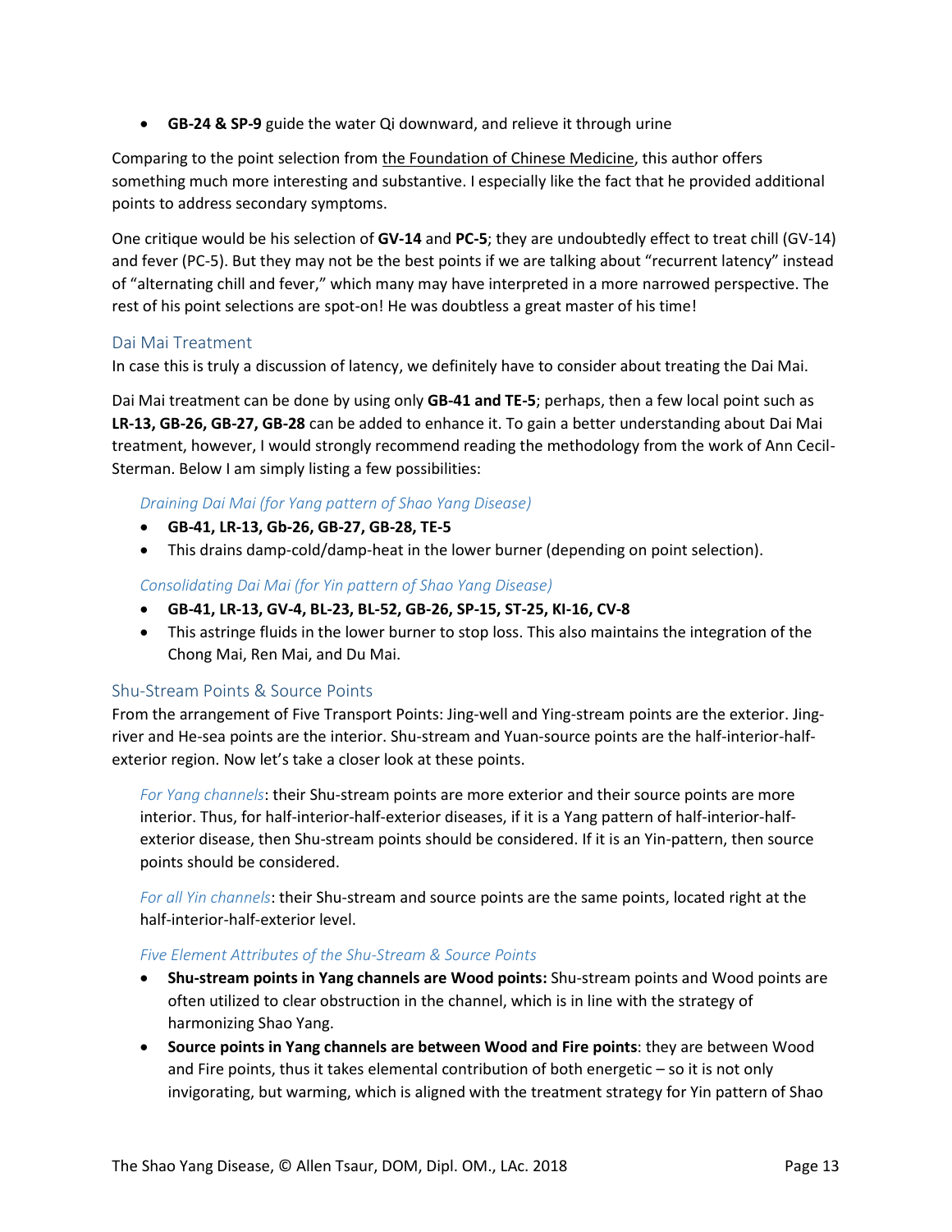- **GB-24 & SP-9** guide the water Qi downward, and relieve it through urine

Comparing to the point selection from the Foundation of Chinese Medicine, this author offers something much more interesting and substantive. I especially like the fact that he provided additional points to address secondary symptoms.

One critique would be his selection of **GV-14** and **PC-5**; they are undoubtedly effect to treat chill (GV-14) and fever (PC-5). But they may not be the best points if we are talking about "recurrent latency" instead of "alternating chill and fever," which many may have interpreted in a more narrowed perspective. The rest of his point selections are spot-on! He was doubtless a great master of his time!

## Dai Mai Treatment

In case this is truly a discussion of latency, we definitely have to consider about treating the Dai Mai.

Dai Mai treatment can be done by using only **GB-41 and TE-5**; perhaps, then a few local point such as **LR-13, GB-26, GB-27, GB-28** can be added to enhance it. To gain a better understanding about Dai Mai treatment, however, I would strongly recommend reading the methodology from the work of Ann Cecil-Sterman. Below I am simply listing a few possibilities:

### *Draining Dai Mai (for Yang pattern of Shao Yang Disease)*

- **GB-41, LR-13, Gb-26, GB-27, GB-28, TE-5**
- This drains damp-cold/damp-heat in the lower burner (depending on point selection).

### *Consolidating Dai Mai (for Yin pattern of Shao Yang Disease)*

- **GB-41, LR-13, GV-4, BL-23, BL-52, GB-26, SP-15, ST-25, KI-16, CV-8**
- This astringe fluids in the lower burner to stop loss. This also maintains the integration of the Chong Mai, Ren Mai, and Du Mai.

## Shu-Stream Points & Source Points

From the arrangement of Five Transport Points: Jing-well and Ying-stream points are the exterior. Jing-river and He-sea points are the interior. Shu-stream and Yuan-source points are the half-interior-half-exterior region. Now let's take a closer look at these points.

> *For Yang channels*: their Shu-stream points are more exterior and their source points are more interior. Thus, for half-interior-half-exterior diseases, if it is a Yang pattern of half-interior-half-exterior disease, then Shu-stream points should be considered. If it is an Yin-pattern, then source points should be considered.
>
> *For all Yin channels*: their Shu-stream and source points are the same points, located right at the half-interior-half-exterior level.

### *Five Element Attributes of the Shu-Stream & Source Points*

- **Shu-stream points in Yang channels are Wood points:** Shu-stream points and Wood points are often utilized to clear obstruction in the channel, which is in line with the strategy of harmonizing Shao Yang.
- **Source points in Yang channels are between Wood and Fire points**: they are between Wood and Fire points, thus it takes elemental contribution of both energetic – so it is not only invigorating, but warming, which is aligned with the treatment strategy for Yin pattern of Shao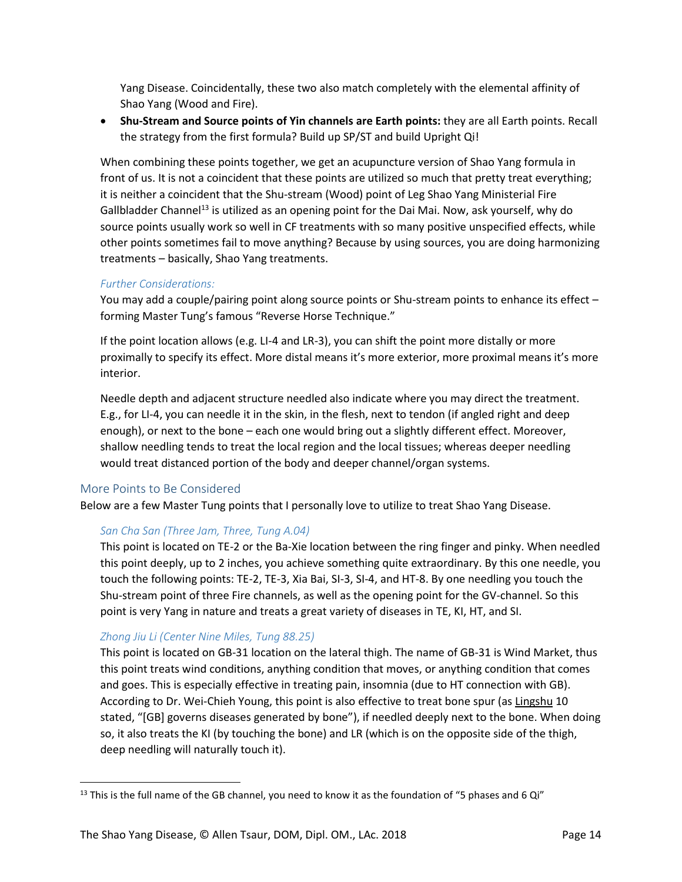Yang Disease. Coincidentally, these two also match completely with the elemental affinity of Shao Yang (Wood and Fire).

- **Shu-Stream and Source points of Yin channels are Earth points:** they are all Earth points. Recall the strategy from the first formula? Build up SP/ST and build Upright Qi!

When combining these points together, we get an acupuncture version of Shao Yang formula in front of us. It is not a coincident that these points are utilized so much that pretty treat everything; it is neither a coincident that the Shu-stream (Wood) point of Leg Shao Yang Ministerial Fire Gallbladder Channel[13] is utilized as an opening point for the Dai Mai. Now, ask yourself, why do source points usually work so well in CF treatments with so many positive unspecified effects, while other points sometimes fail to move anything? Because by using sources, you are doing harmonizing treatments – basically, Shao Yang treatments.

*Further Considerations:*

You may add a couple/pairing point along source points or Shu-stream points to enhance its effect – forming Master Tung's famous "Reverse Horse Technique."

If the point location allows (e.g. LI-4 and LR-3), you can shift the point more distally or more proximally to specify its effect. More distal means it's more exterior, more proximal means it's more interior.

Needle depth and adjacent structure needled also indicate where you may direct the treatment. E.g., for LI-4, you can needle it in the skin, in the flesh, next to tendon (if angled right and deep enough), or next to the bone – each one would bring out a slightly different effect. Moreover, shallow needling tends to treat the local region and the local tissues; whereas deeper needling would treat distanced portion of the body and deeper channel/organ systems.

## More Points to Be Considered

Below are a few Master Tung points that I personally love to utilize to treat Shao Yang Disease.

### *San Cha San (Three Jam, Three, Tung A.04)*

This point is located on TE-2 or the Ba-Xie location between the ring finger and pinky. When needled this point deeply, up to 2 inches, you achieve something quite extraordinary. By this one needle, you touch the following points: TE-2, TE-3, Xia Bai, SI-3, SI-4, and HT-8. By one needling you touch the Shu-stream point of three Fire channels, as well as the opening point for the GV-channel. So this point is very Yang in nature and treats a great variety of diseases in TE, KI, HT, and SI.

### *Zhong Jiu Li (Center Nine Miles, Tung 88.25)*

This point is located on GB-31 location on the lateral thigh. The name of GB-31 is Wind Market, thus this point treats wind conditions, anything condition that moves, or anything condition that comes and goes. This is especially effective in treating pain, insomnia (due to HT connection with GB). According to Dr. Wei-Chieh Young, this point is also effective to treat bone spur (as Lingshu 10 stated, "[GB] governs diseases generated by bone"), if needled deeply next to the bone. When doing so, it also treats the KI (by touching the bone) and LR (which is on the opposite side of the thigh, deep needling will naturally touch it).

---

[13] This is the full name of the GB channel, you need to know it as the foundation of "5 phases and 6 Qi"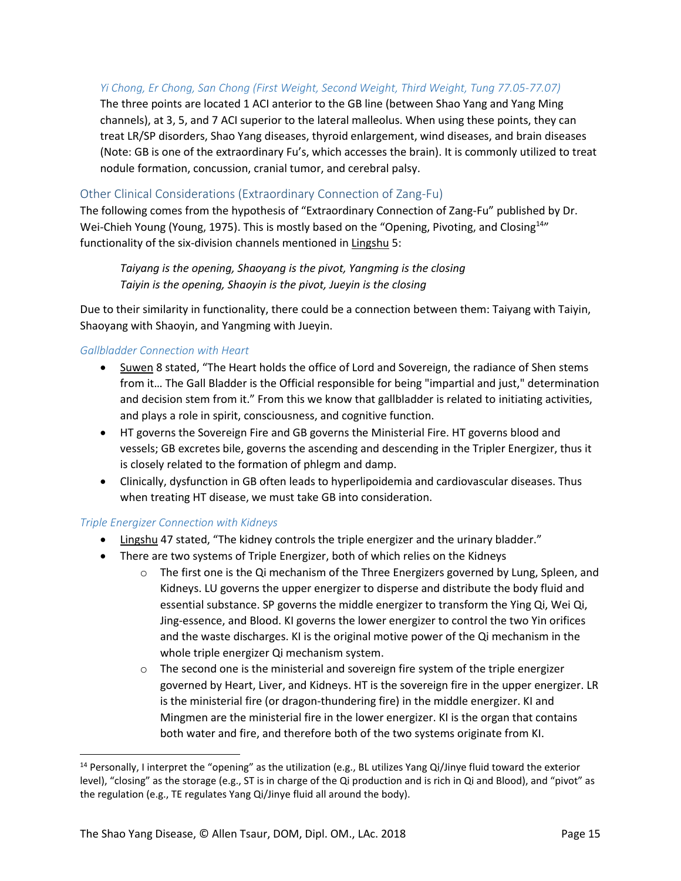### *Yi Chong, Er Chong, San Chong (First Weight, Second Weight, Third Weight, Tung 77.05-77.07)*

The three points are located 1 ACI anterior to the GB line (between Shao Yang and Yang Ming channels), at 3, 5, and 7 ACI superior to the lateral malleolus. When using these points, they can treat LR/SP disorders, Shao Yang diseases, thyroid enlargement, wind diseases, and brain diseases (Note: GB is one of the extraordinary Fu's, which accesses the brain). It is commonly utilized to treat nodule formation, concussion, cranial tumor, and cerebral palsy.

## Other Clinical Considerations (Extraordinary Connection of Zang-Fu)

The following comes from the hypothesis of "Extraordinary Connection of Zang-Fu" published by Dr. Wei-Chieh Young (Young, 1975). This is mostly based on the "Opening, Pivoting, and Closing[14]" functionality of the six-division channels mentioned in Lingshu 5:

> *Taiyang is the opening, Shaoyang is the pivot, Yangming is the closing*
> *Taiyin is the opening, Shaoyin is the pivot, Jueyin is the closing*

Due to their similarity in functionality, there could be a connection between them: Taiyang with Taiyin, Shaoyang with Shaoyin, and Yangming with Jueyin.

### *Gallbladder Connection with Heart*

- Suwen 8 stated, "The Heart holds the office of Lord and Sovereign, the radiance of Shen stems from it… The Gall Bladder is the Official responsible for being "impartial and just," determination and decision stem from it." From this we know that gallbladder is related to initiating activities, and plays a role in spirit, consciousness, and cognitive function.
- HT governs the Sovereign Fire and GB governs the Ministerial Fire. HT governs blood and vessels; GB excretes bile, governs the ascending and descending in the Tripler Energizer, thus it is closely related to the formation of phlegm and damp.
- Clinically, dysfunction in GB often leads to hyperlipoidemia and cardiovascular diseases. Thus when treating HT disease, we must take GB into consideration.

### *Triple Energizer Connection with Kidneys*

- Lingshu 47 stated, "The kidney controls the triple energizer and the urinary bladder."
- There are two systems of Triple Energizer, both of which relies on the Kidneys
  - The first one is the Qi mechanism of the Three Energizers governed by Lung, Spleen, and Kidneys. LU governs the upper energizer to disperse and distribute the body fluid and essential substance. SP governs the middle energizer to transform the Ying Qi, Wei Qi, Jing-essence, and Blood. KI governs the lower energizer to control the two Yin orifices and the waste discharges. KI is the original motive power of the Qi mechanism in the whole triple energizer Qi mechanism system.
  - The second one is the ministerial and sovereign fire system of the triple energizer governed by Heart, Liver, and Kidneys. HT is the sovereign fire in the upper energizer. LR is the ministerial fire (or dragon-thundering fire) in the middle energizer. KI and Mingmen are the ministerial fire in the lower energizer. KI is the organ that contains both water and fire, and therefore both of the two systems originate from KI.

---

[14] Personally, I interpret the "opening" as the utilization (e.g., BL utilizes Yang Qi/Jinye fluid toward the exterior level), "closing" as the storage (e.g., ST is in charge of the Qi production and is rich in Qi and Blood), and "pivot" as the regulation (e.g., TE regulates Yang Qi/Jinye fluid all around the body).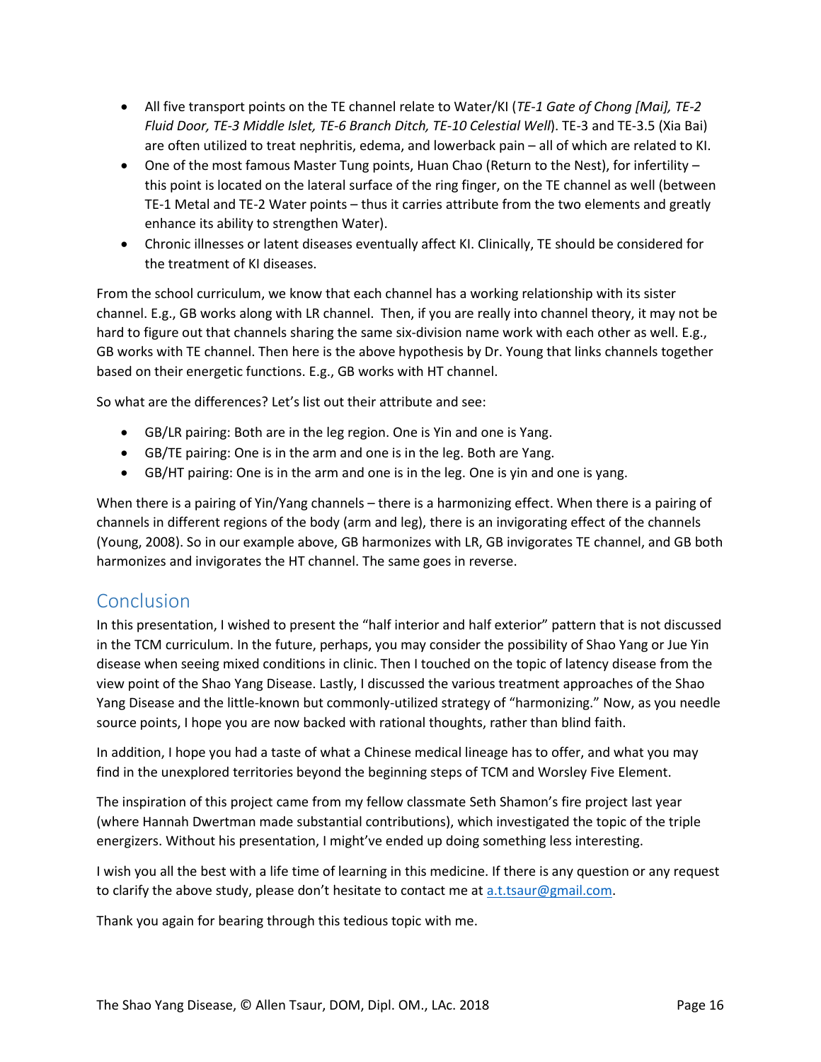- All five transport points on the TE channel relate to Water/KI (*TE-1 Gate of Chong [Mai], TE-2 Fluid Door, TE-3 Middle Islet, TE-6 Branch Ditch, TE-10 Celestial Well*). TE-3 and TE-3.5 (Xia Bai) are often utilized to treat nephritis, edema, and lowerback pain – all of which are related to KI.
- One of the most famous Master Tung points, Huan Chao (Return to the Nest), for infertility – this point is located on the lateral surface of the ring finger, on the TE channel as well (between TE-1 Metal and TE-2 Water points – thus it carries attribute from the two elements and greatly enhance its ability to strengthen Water).
- Chronic illnesses or latent diseases eventually affect KI. Clinically, TE should be considered for the treatment of KI diseases.

From the school curriculum, we know that each channel has a working relationship with its sister channel. E.g., GB works along with LR channel. Then, if you are really into channel theory, it may not be hard to figure out that channels sharing the same six-division name work with each other as well. E.g., GB works with TE channel. Then here is the above hypothesis by Dr. Young that links channels together based on their energetic functions. E.g., GB works with HT channel.

So what are the differences? Let's list out their attribute and see:

- GB/LR pairing: Both are in the leg region. One is Yin and one is Yang.
- GB/TE pairing: One is in the arm and one is in the leg. Both are Yang.
- GB/HT pairing: One is in the arm and one is in the leg. One is yin and one is yang.

When there is a pairing of Yin/Yang channels – there is a harmonizing effect. When there is a pairing of channels in different regions of the body (arm and leg), there is an invigorating effect of the channels (Young, 2008). So in our example above, GB harmonizes with LR, GB invigorates TE channel, and GB both harmonizes and invigorates the HT channel. The same goes in reverse.

## Conclusion

In this presentation, I wished to present the "half interior and half exterior" pattern that is not discussed in the TCM curriculum. In the future, perhaps, you may consider the possibility of Shao Yang or Jue Yin disease when seeing mixed conditions in clinic. Then I touched on the topic of latency disease from the view point of the Shao Yang Disease. Lastly, I discussed the various treatment approaches of the Shao Yang Disease and the little-known but commonly-utilized strategy of "harmonizing." Now, as you needle source points, I hope you are now backed with rational thoughts, rather than blind faith.

In addition, I hope you had a taste of what a Chinese medical lineage has to offer, and what you may find in the unexplored territories beyond the beginning steps of TCM and Worsley Five Element.

The inspiration of this project came from my fellow classmate Seth Shamon's fire project last year (where Hannah Dwertman made substantial contributions), which investigated the topic of the triple energizers. Without his presentation, I might've ended up doing something less interesting.

I wish you all the best with a life time of learning in this medicine. If there is any question or any request to clarify the above study, please don't hesitate to contact me at a.t.tsaur@gmail.com.

Thank you again for bearing through this tedious topic with me.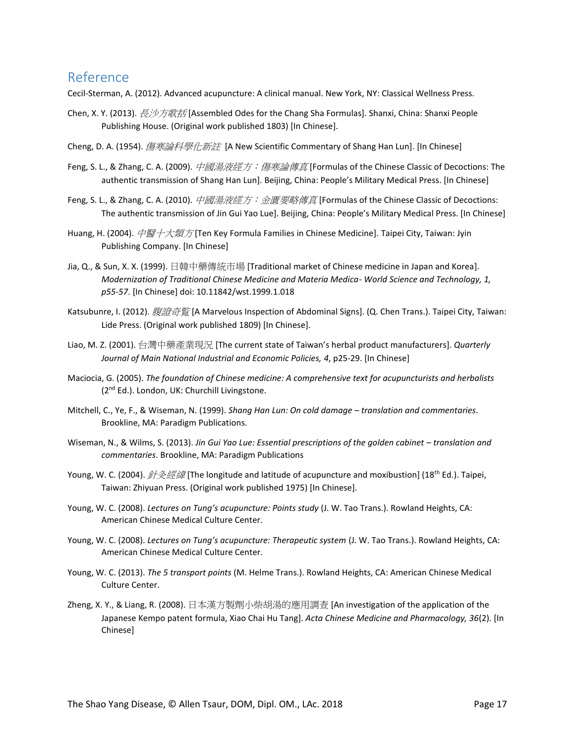## Reference

Cecil-Sterman, A. (2012). Advanced acupuncture: A clinical manual. New York, NY: Classical Wellness Press.

Chen, X. Y. (2013). *長沙方歌括* [Assembled Odes for the Chang Sha Formulas]. Shanxi, China: Shanxi People Publishing House. (Original work published 1803) [In Chinese].

Cheng, D. A. (1954). *傷寒論科學化新註* [A New Scientific Commentary of Shang Han Lun]. [In Chinese]

Feng, S. L., & Zhang, C. A. (2009). *中國湯液經方：傷寒論傳真* [Formulas of the Chinese Classic of Decoctions: The authentic transmission of Shang Han Lun]. Beijing, China: People's Military Medical Press. [In Chinese]

Feng, S. L., & Zhang, C. A. (2010). *中國湯液經方：金匱要略傳真* [Formulas of the Chinese Classic of Decoctions: The authentic transmission of Jin Gui Yao Lue]. Beijing, China: People's Military Medical Press. [In Chinese]

Huang, H. (2004). *中醫十大類方* [Ten Key Formula Families in Chinese Medicine]. Taipei City, Taiwan: Jyin Publishing Company. [In Chinese]

Jia, Q., & Sun, X. X. (1999). 日韓中藥傳統市場 [Traditional market of Chinese medicine in Japan and Korea]. *Modernization of Traditional Chinese Medicine and Materia Medica- World Science and Technology, 1, p55-57*. [In Chinese] doi: 10.11842/wst.1999.1.018

Katsubunre, I. (2012). *腹證奇覧* [A Marvelous Inspection of Abdominal Signs]. (Q. Chen Trans.). Taipei City, Taiwan: Lide Press. (Original work published 1809) [In Chinese].

Liao, M. Z. (2001). 台灣中藥產業現況 [The current state of Taiwan's herbal product manufacturers]. *Quarterly Journal of Main National Industrial and Economic Policies, 4*, p25-29. [In Chinese]

Maciocia, G. (2005). *The foundation of Chinese medicine: A comprehensive text for acupuncturists and herbalists* (2nd Ed.). London, UK: Churchill Livingstone.

Mitchell, C., Ye, F., & Wiseman, N. (1999). *Shang Han Lun: On cold damage – translation and commentaries*. Brookline, MA: Paradigm Publications.

Wiseman, N., & Wilms, S. (2013). *Jin Gui Yao Lue: Essential prescriptions of the golden cabinet – translation and commentaries*. Brookline, MA: Paradigm Publications

Young, W. C. (2004). *針灸經緯* [The longitude and latitude of acupuncture and moxibustion] (18th Ed.). Taipei, Taiwan: Zhiyuan Press. (Original work published 1975) [In Chinese].

Young, W. C. (2008). *Lectures on Tung's acupuncture: Points study* (J. W. Tao Trans.). Rowland Heights, CA: American Chinese Medical Culture Center.

Young, W. C. (2008). *Lectures on Tung's acupuncture: Therapeutic system* (J. W. Tao Trans.). Rowland Heights, CA: American Chinese Medical Culture Center.

Young, W. C. (2013). *The 5 transport points* (M. Helme Trans.). Rowland Heights, CA: American Chinese Medical Culture Center.

Zheng, X. Y., & Liang, R. (2008). 日本漢方製劑小柴胡湯的應用調查 [An investigation of the application of the Japanese Kempo patent formula, Xiao Chai Hu Tang]. *Acta Chinese Medicine and Pharmacology, 36*(2). [In Chinese]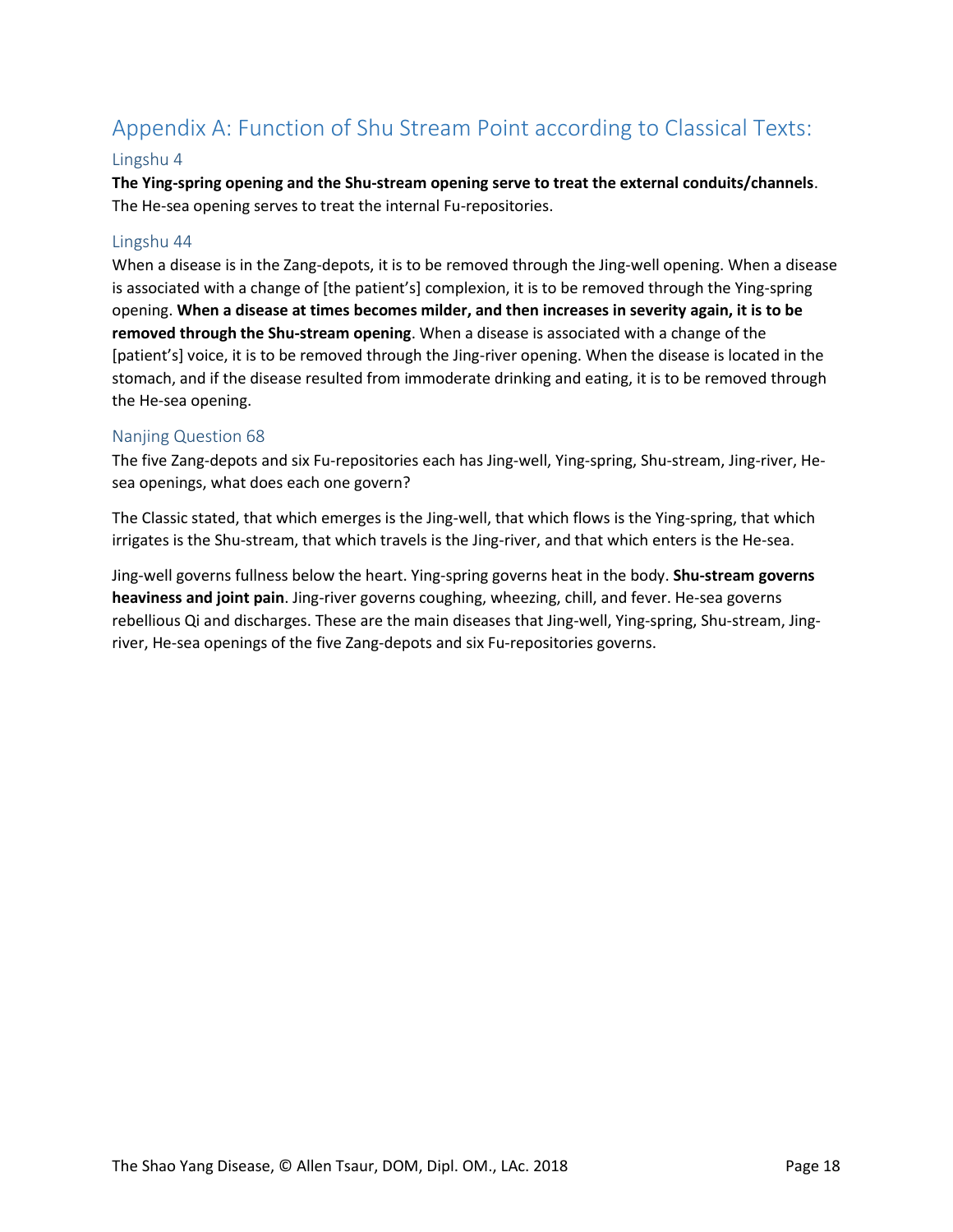## Appendix A: Function of Shu Stream Point according to Classical Texts:

### Lingshu 4

**The Ying-spring opening and the Shu-stream opening serve to treat the external conduits/channels**. The He-sea opening serves to treat the internal Fu-repositories.

### Lingshu 44

When a disease is in the Zang-depots, it is to be removed through the Jing-well opening. When a disease is associated with a change of [the patient's] complexion, it is to be removed through the Ying-spring opening. **When a disease at times becomes milder, and then increases in severity again, it is to be removed through the Shu-stream opening**. When a disease is associated with a change of the [patient's] voice, it is to be removed through the Jing-river opening. When the disease is located in the stomach, and if the disease resulted from immoderate drinking and eating, it is to be removed through the He-sea opening.

### Nanjing Question 68

The five Zang-depots and six Fu-repositories each has Jing-well, Ying-spring, Shu-stream, Jing-river, He-sea openings, what does each one govern?

The Classic stated, that which emerges is the Jing-well, that which flows is the Ying-spring, that which irrigates is the Shu-stream, that which travels is the Jing-river, and that which enters is the He-sea.

Jing-well governs fullness below the heart. Ying-spring governs heat in the body. **Shu-stream governs heaviness and joint pain**. Jing-river governs coughing, wheezing, chill, and fever. He-sea governs rebellious Qi and discharges. These are the main diseases that Jing-well, Ying-spring, Shu-stream, Jing-river, He-sea openings of the five Zang-depots and six Fu-repositories governs.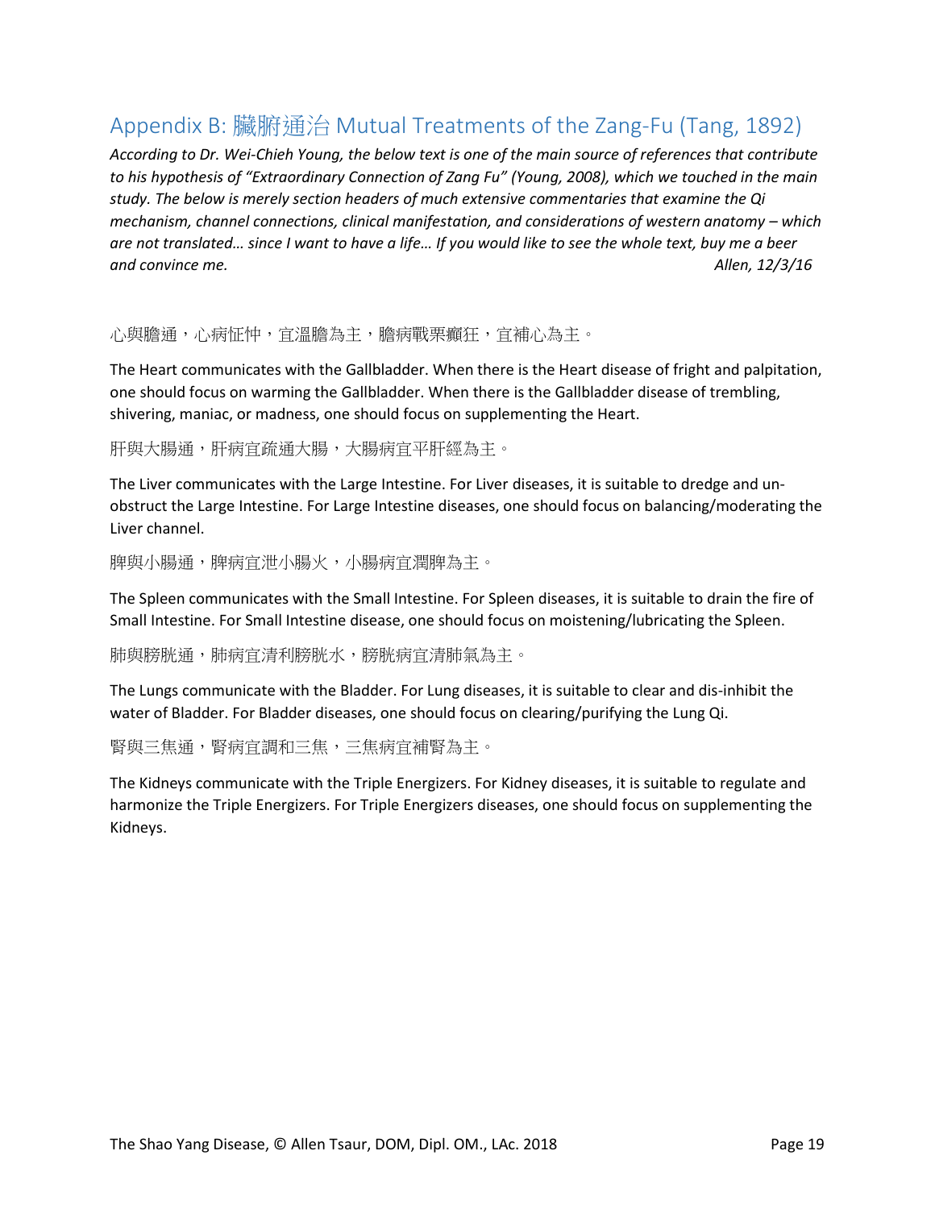## Appendix B: 臟腑通治 Mutual Treatments of the Zang-Fu (Tang, 1892)

*According to Dr. Wei-Chieh Young, the below text is one of the main source of references that contribute to his hypothesis of "Extraordinary Connection of Zang Fu" (Young, 2008), which we touched in the main study. The below is merely section headers of much extensive commentaries that examine the Qi mechanism, channel connections, clinical manifestation, and considerations of western anatomy – which are not translated… since I want to have a life… If you would like to see the whole text, buy me a beer and convince me.*

*Allen, 12/3/16*

心與膽通，心病怔忡，宜溫膽為主，膽病戰栗癲狂，宜補心為主。

The Heart communicates with the Gallbladder. When there is the Heart disease of fright and palpitation, one should focus on warming the Gallbladder. When there is the Gallbladder disease of trembling, shivering, maniac, or madness, one should focus on supplementing the Heart.

肝與大腸通，肝病宜疏通大腸，大腸病宜平肝經為主。

The Liver communicates with the Large Intestine. For Liver diseases, it is suitable to dredge and un-obstruct the Large Intestine. For Large Intestine diseases, one should focus on balancing/moderating the Liver channel.

脾與小腸通，脾病宜泄小腸火，小腸病宜潤脾為主。

The Spleen communicates with the Small Intestine. For Spleen diseases, it is suitable to drain the fire of Small Intestine. For Small Intestine disease, one should focus on moistening/lubricating the Spleen.

肺與膀胱通，肺病宜清利膀胱水，膀胱病宜清肺氣為主。

The Lungs communicate with the Bladder. For Lung diseases, it is suitable to clear and dis-inhibit the water of Bladder. For Bladder diseases, one should focus on clearing/purifying the Lung Qi.

腎與三焦通，腎病宜調和三焦，三焦病宜補腎為主。

The Kidneys communicate with the Triple Energizers. For Kidney diseases, it is suitable to regulate and harmonize the Triple Energizers. For Triple Energizers diseases, one should focus on supplementing the Kidneys.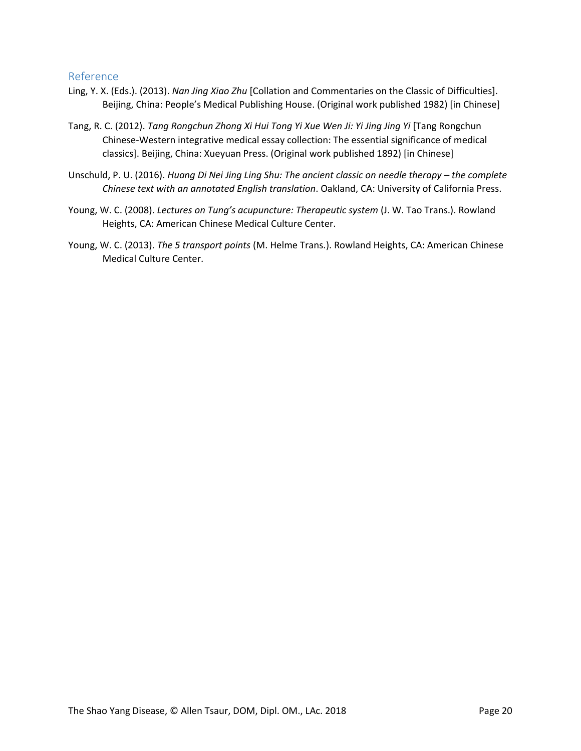## Reference

Ling, Y. X. (Eds.). (2013). *Nan Jing Xiao Zhu* [Collation and Commentaries on the Classic of Difficulties]. Beijing, China: People's Medical Publishing House. (Original work published 1982) [in Chinese]

Tang, R. C. (2012). *Tang Rongchun Zhong Xi Hui Tong Yi Xue Wen Ji: Yi Jing Jing Yi* [Tang Rongchun Chinese-Western integrative medical essay collection: The essential significance of medical classics]. Beijing, China: Xueyuan Press. (Original work published 1892) [in Chinese]

Unschuld, P. U. (2016). *Huang Di Nei Jing Ling Shu: The ancient classic on needle therapy – the complete Chinese text with an annotated English translation*. Oakland, CA: University of California Press.

Young, W. C. (2008). *Lectures on Tung's acupuncture: Therapeutic system* (J. W. Tao Trans.). Rowland Heights, CA: American Chinese Medical Culture Center.

Young, W. C. (2013). *The 5 transport points* (M. Helme Trans.). Rowland Heights, CA: American Chinese Medical Culture Center.